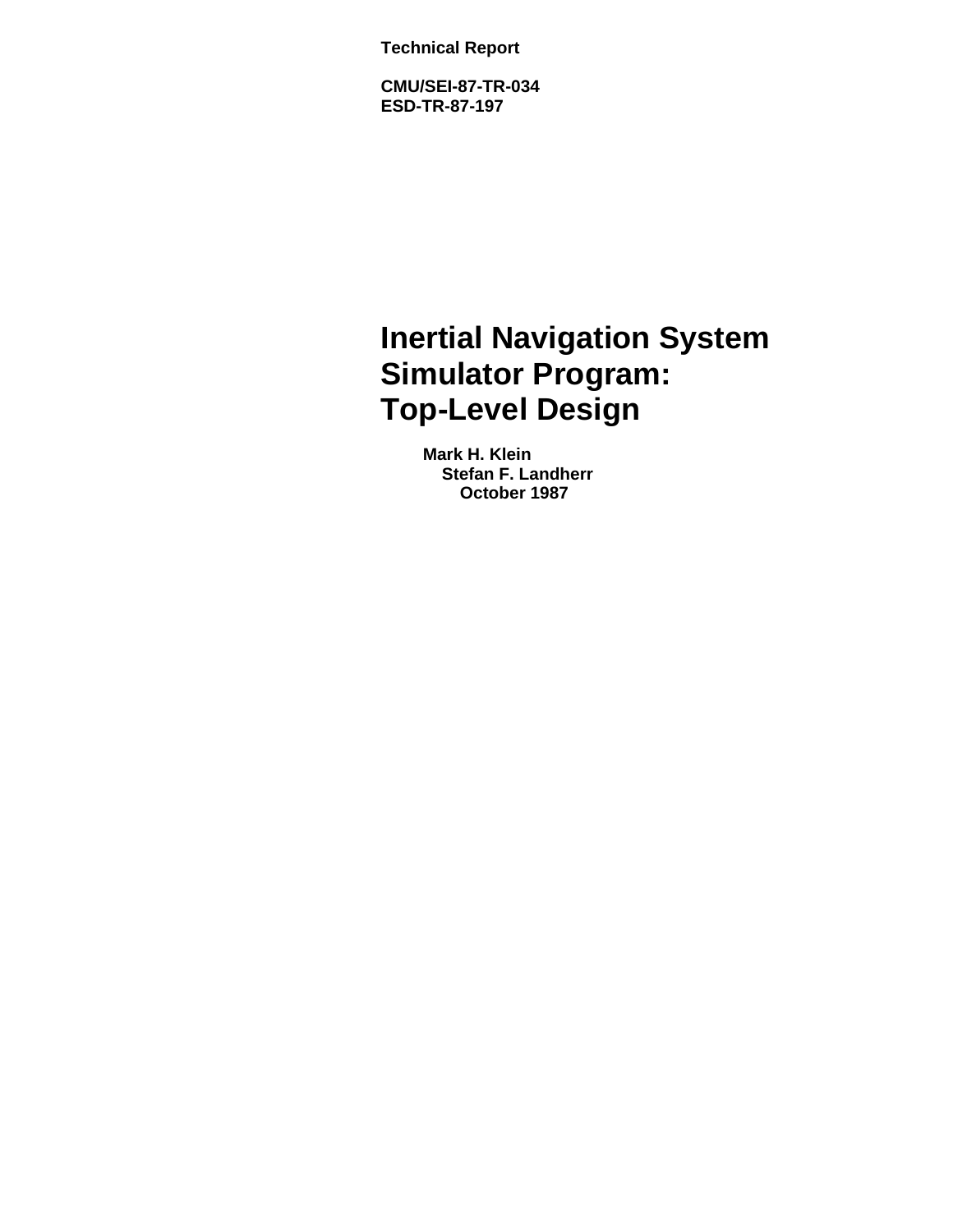**Technical Report**

**CMU/SEI-87-TR-034**
**ESD-TR-87-197**

# Inertial Navigation System Simulator Program: Top-Level Design

**Mark H. Klein**
**Stefan F. Landherr**
**October 1987**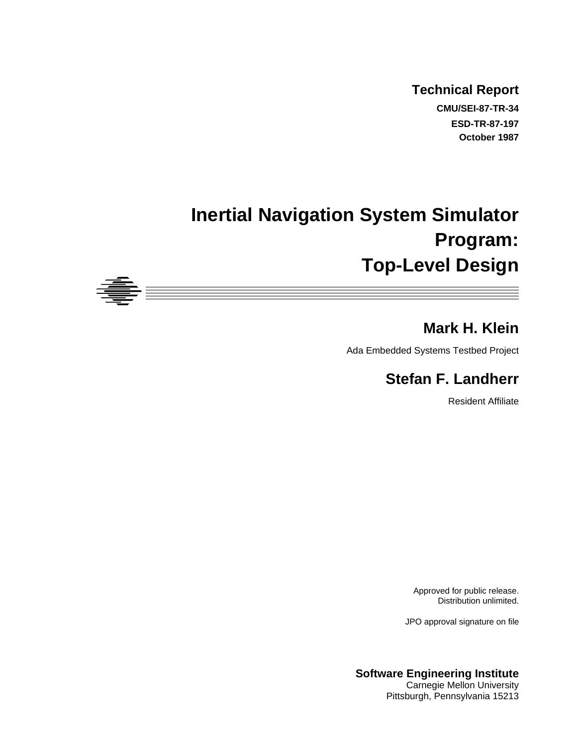**Technical Report**

**CMU/SEI-87-TR-34**

**ESD-TR-87-197**

**October 1987**

# Inertial Navigation System Simulator Program: Top-Level Design

## Mark H. Klein

Ada Embedded Systems Testbed Project

## Stefan F. Landherr

Resident Affiliate

Approved for public release.
Distribution unlimited.

JPO approval signature on file

**Software Engineering Institute**
Carnegie Mellon University
Pittsburgh, Pennsylvania 15213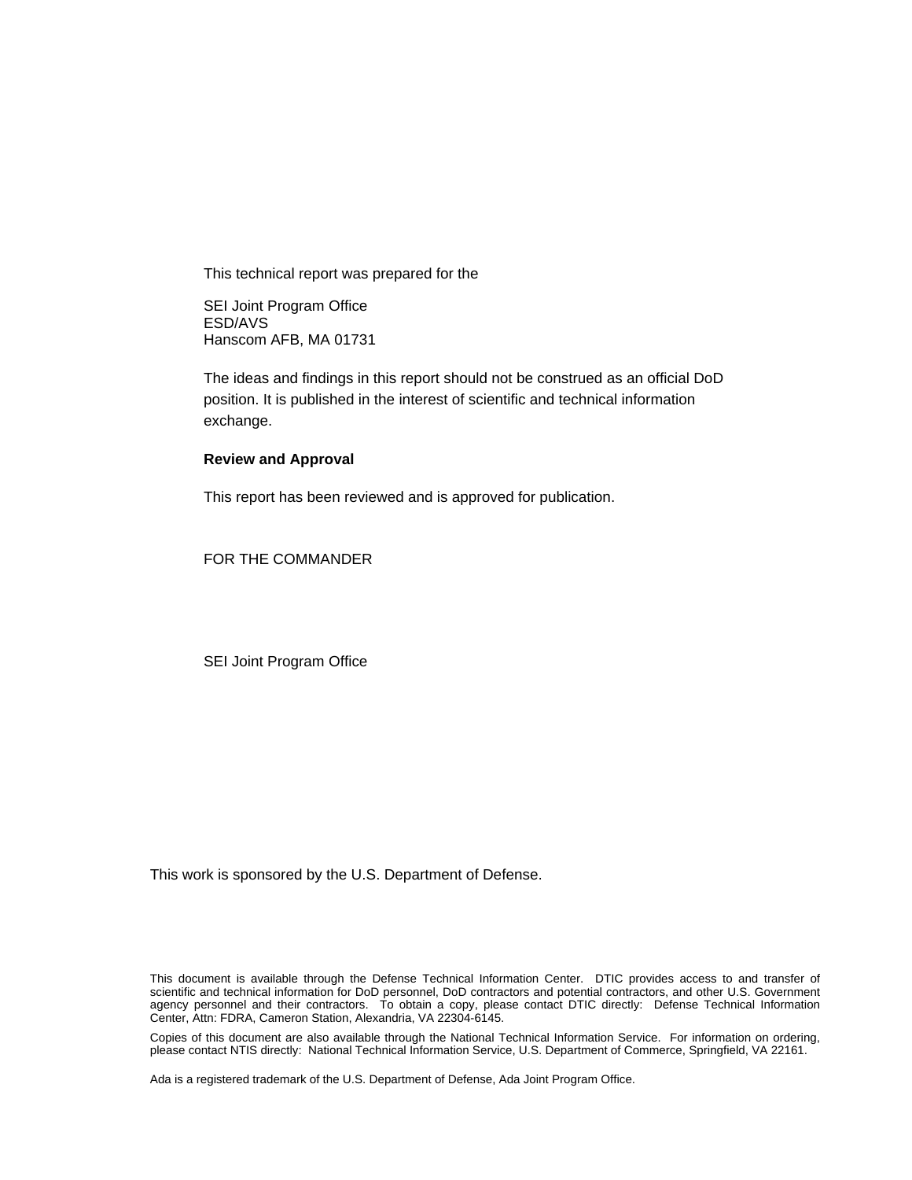This technical report was prepared for the

SEI Joint Program Office
ESD/AVS
Hanscom AFB, MA 01731

The ideas and findings in this report should not be construed as an official DoD position. It is published in the interest of scientific and technical information exchange.

**Review and Approval**

This report has been reviewed and is approved for publication.

FOR THE COMMANDER

SEI Joint Program Office

This work is sponsored by the U.S. Department of Defense.

This document is available through the Defense Technical Information Center. DTIC provides access to and transfer of scientific and technical information for DoD personnel, DoD contractors and potential contractors, and other U.S. Government agency personnel and their contractors. To obtain a copy, please contact DTIC directly: Defense Technical Information Center, Attn: FDRA, Cameron Station, Alexandria, VA 22304-6145.

Copies of this document are also available through the National Technical Information Service. For information on ordering, please contact NTIS directly: National Technical Information Service, U.S. Department of Commerce, Springfield, VA 22161.

Ada is a registered trademark of the U.S. Department of Defense, Ada Joint Program Office.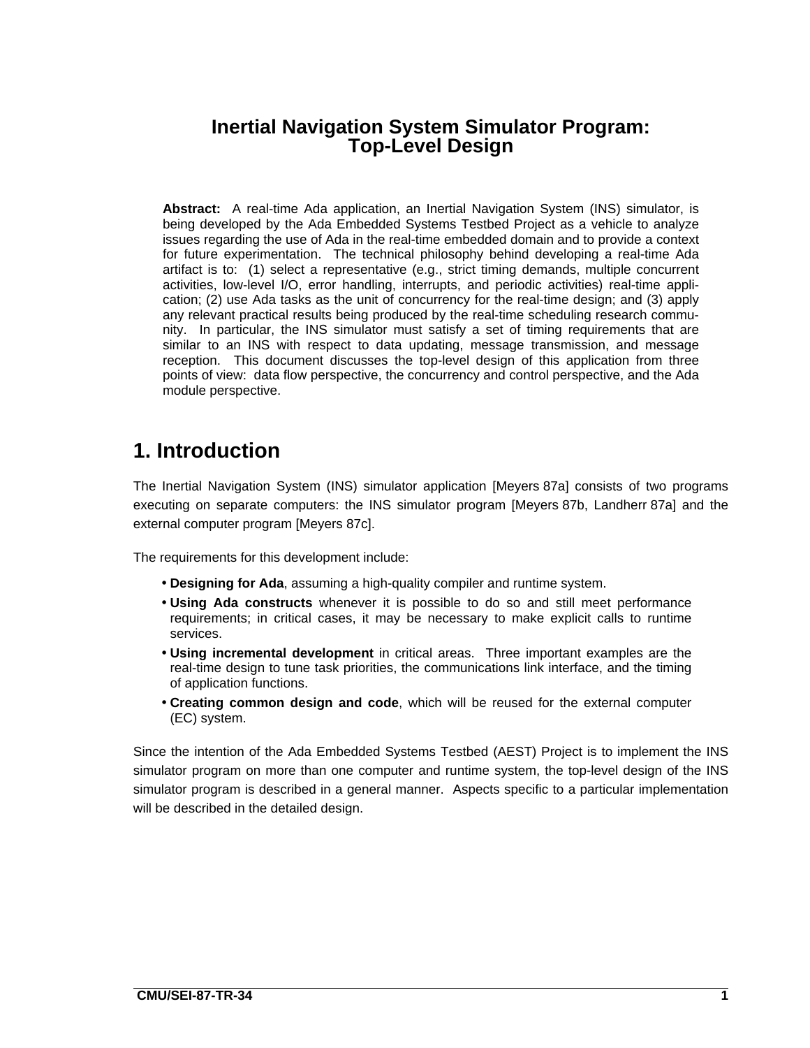# Inertial Navigation System Simulator Program: Top-Level Design

**Abstract:** A real-time Ada application, an Inertial Navigation System (INS) simulator, is being developed by the Ada Embedded Systems Testbed Project as a vehicle to analyze issues regarding the use of Ada in the real-time embedded domain and to provide a context for future experimentation. The technical philosophy behind developing a real-time Ada artifact is to: (1) select a representative (e.g., strict timing demands, multiple concurrent activities, low-level I/O, error handling, interrupts, and periodic activities) real-time application; (2) use Ada tasks as the unit of concurrency for the real-time design; and (3) apply any relevant practical results being produced by the real-time scheduling research community. In particular, the INS simulator must satisfy a set of timing requirements that are similar to an INS with respect to data updating, message transmission, and message reception. This document discusses the top-level design of this application from three points of view: data flow perspective, the concurrency and control perspective, and the Ada module perspective.

## 1. Introduction

The Inertial Navigation System (INS) simulator application [Meyers 87a] consists of two programs executing on separate computers: the INS simulator program [Meyers 87b, Landherr 87a] and the external computer program [Meyers 87c].

The requirements for this development include:

- **Designing for Ada**, assuming a high-quality compiler and runtime system.
- **Using Ada constructs** whenever it is possible to do so and still meet performance requirements; in critical cases, it may be necessary to make explicit calls to runtime services.
- **Using incremental development** in critical areas. Three important examples are the real-time design to tune task priorities, the communications link interface, and the timing of application functions.
- **Creating common design and code**, which will be reused for the external computer (EC) system.

Since the intention of the Ada Embedded Systems Testbed (AEST) Project is to implement the INS simulator program on more than one computer and runtime system, the top-level design of the INS simulator program is described in a general manner. Aspects specific to a particular implementation will be described in the detailed design.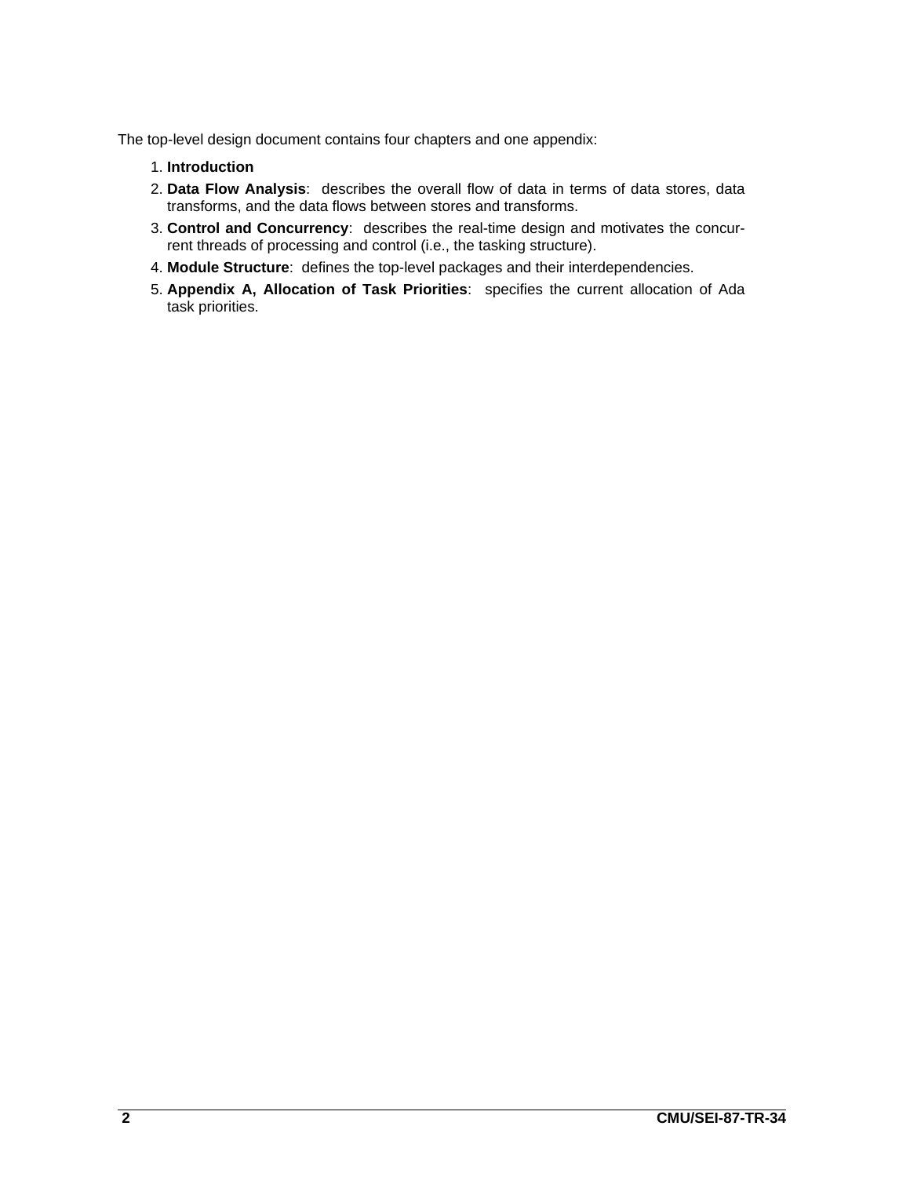The top-level design document contains four chapters and one appendix:

1. **Introduction**
2. **Data Flow Analysis**: describes the overall flow of data in terms of data stores, data transforms, and the data flows between stores and transforms.
3. **Control and Concurrency**: describes the real-time design and motivates the concurrent threads of processing and control (i.e., the tasking structure).
4. **Module Structure**: defines the top-level packages and their interdependencies.
5. **Appendix A, Allocation of Task Priorities**: specifies the current allocation of Ada task priorities.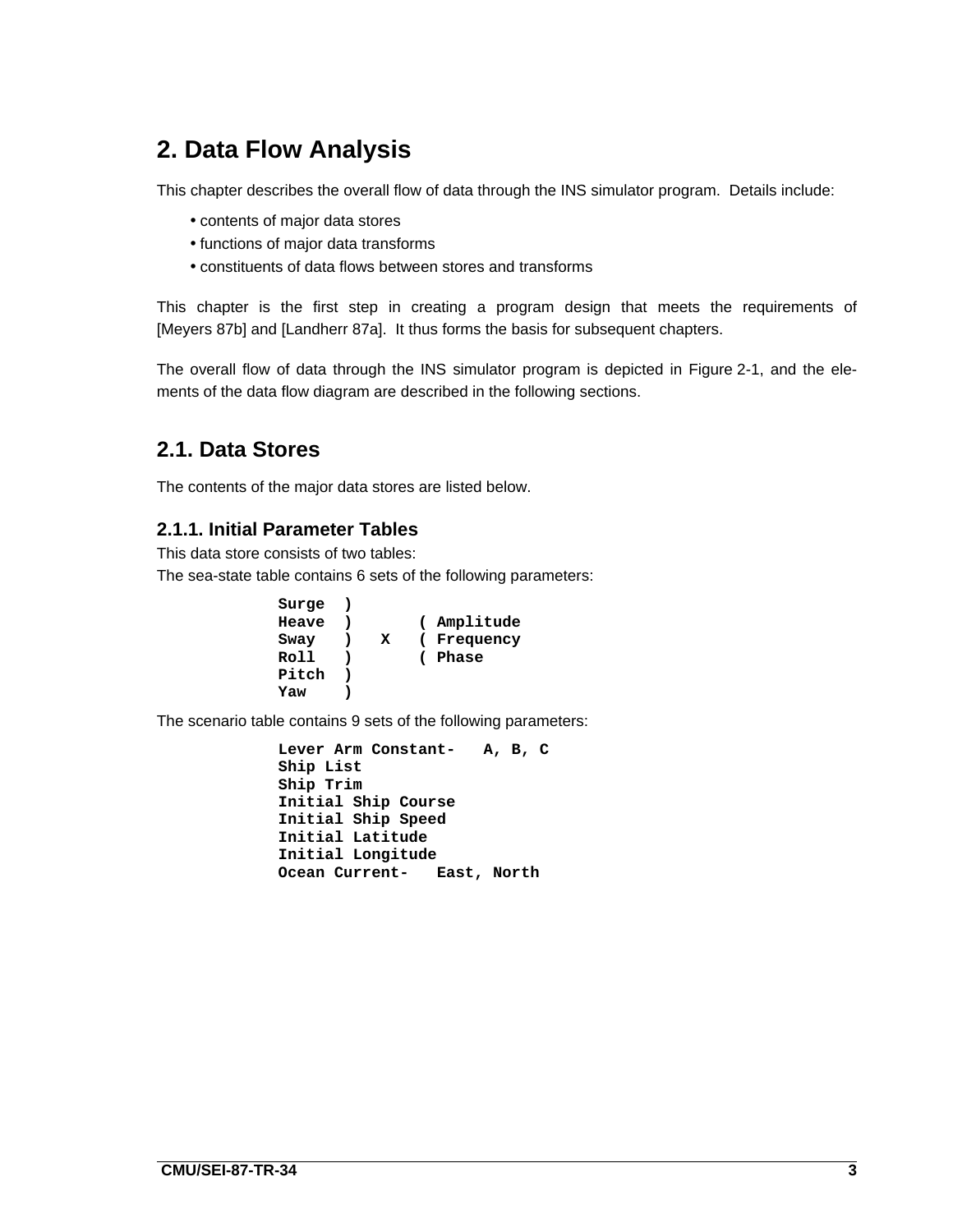# 2. Data Flow Analysis

This chapter describes the overall flow of data through the INS simulator program. Details include:

- contents of major data stores
- functions of major data transforms
- constituents of data flows between stores and transforms

This chapter is the first step in creating a program design that meets the requirements of [Meyers 87b] and [Landherr 87a]. It thus forms the basis for subsequent chapters.

The overall flow of data through the INS simulator program is depicted in Figure 2-1, and the elements of the data flow diagram are described in the following sections.

## 2.1. Data Stores

The contents of the major data stores are listed below.

### 2.1.1. Initial Parameter Tables

This data store consists of two tables:

The sea-state table contains 6 sets of the following parameters:

```
Surge  )
Heave  )       ( Amplitude
Sway   )   X   ( Frequency
Roll   )       ( Phase
Pitch  )
Yaw    )
```

The scenario table contains 9 sets of the following parameters:

```
Lever Arm Constant-   A, B, C
Ship List
Ship Trim
Initial Ship Course
Initial Ship Speed
Initial Latitude
Initial Longitude
Ocean Current-   East, North
```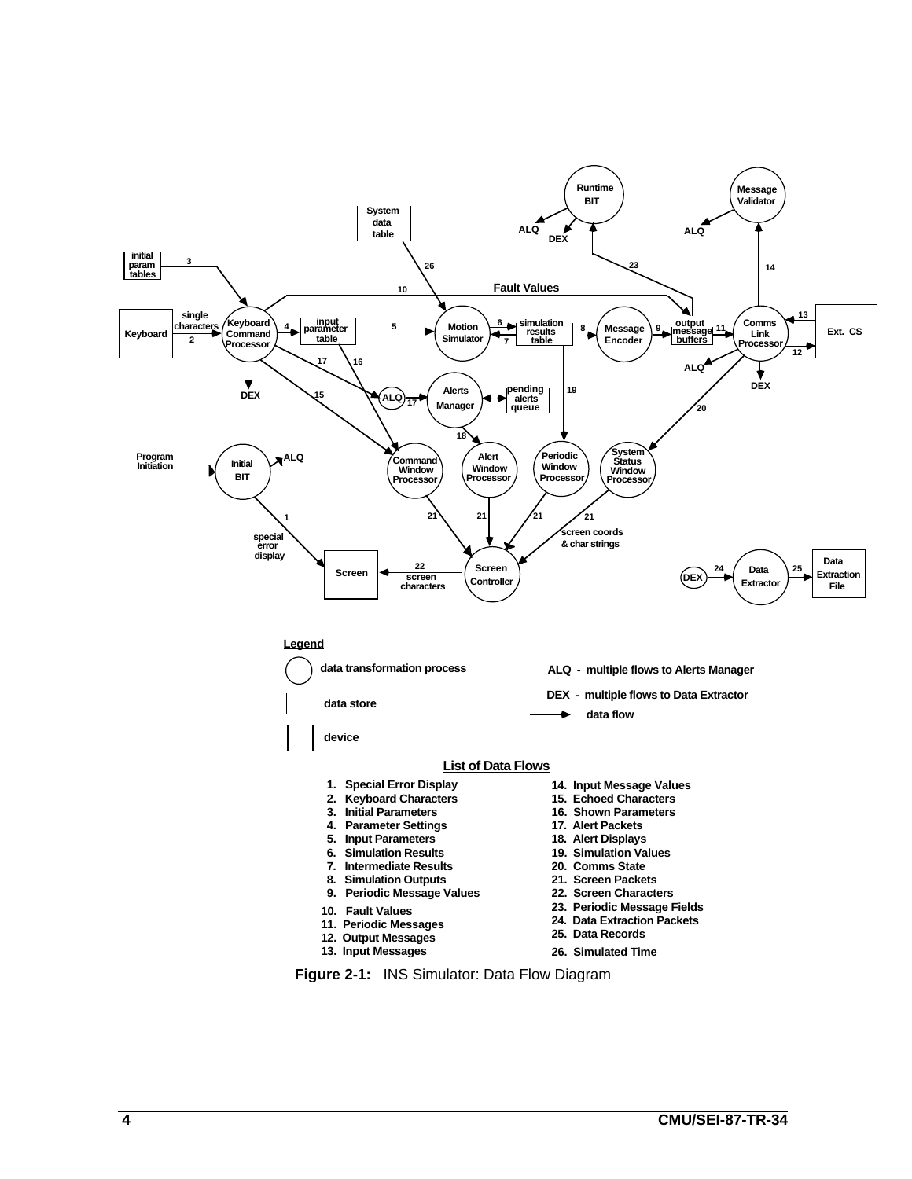Legend

- data transformation process
- data store
- device

ALQ - multiple flows to Alerts Manager

DEX - multiple flows to Data Extractor

data flow

**List of Data Flows**

1. Special Error Display
2. Keyboard Characters
3. Initial Parameters
4. Parameter Settings
5. Input Parameters
6. Simulation Results
7. Intermediate Results
8. Simulation Outputs
9. Periodic Message Values
10. Fault Values
11. Periodic Messages
12. Output Messages
13. Input Messages
14. Input Message Values
15. Echoed Characters
16. Shown Parameters
17. Alert Packets
18. Alert Displays
19. Simulation Values
20. Comms State
21. Screen Packets
22. Screen Characters
23. Periodic Message Fields
24. Data Extraction Packets
25. Data Records
26. Simulated Time

**Figure 2-1:** INS Simulator: Data Flow Diagram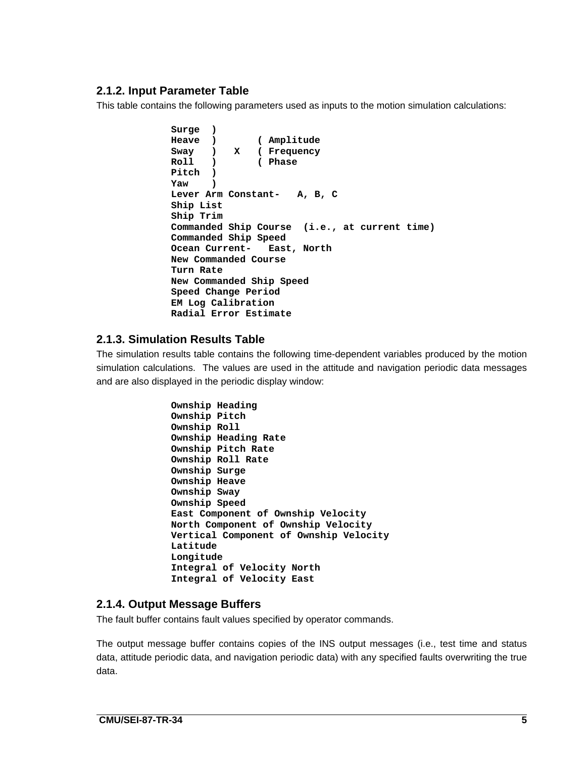### 2.1.2. Input Parameter Table

This table contains the following parameters used as inputs to the motion simulation calculations:

```
Surge  )
Heave  )       ( Amplitude
Sway   )   X   ( Frequency
Roll   )       ( Phase
Pitch  )
Yaw    )
Lever Arm Constant-   A, B, C
Ship List
Ship Trim
Commanded Ship Course  (i.e., at current time)
Commanded Ship Speed
Ocean Current-   East, North
New Commanded Course
Turn Rate
New Commanded Ship Speed
Speed Change Period
EM Log Calibration
Radial Error Estimate
```

### 2.1.3. Simulation Results Table

The simulation results table contains the following time-dependent variables produced by the motion simulation calculations. The values are used in the attitude and navigation periodic data messages and are also displayed in the periodic display window:

```
Ownship Heading
Ownship Pitch
Ownship Roll
Ownship Heading Rate
Ownship Pitch Rate
Ownship Roll Rate
Ownship Surge
Ownship Heave
Ownship Sway
Ownship Speed
East Component of Ownship Velocity
North Component of Ownship Velocity
Vertical Component of Ownship Velocity
Latitude
Longitude
Integral of Velocity North
Integral of Velocity East
```

### 2.1.4. Output Message Buffers

The fault buffer contains fault values specified by operator commands.

The output message buffer contains copies of the INS output messages (i.e., test time and status data, attitude periodic data, and navigation periodic data) with any specified faults overwriting the true data.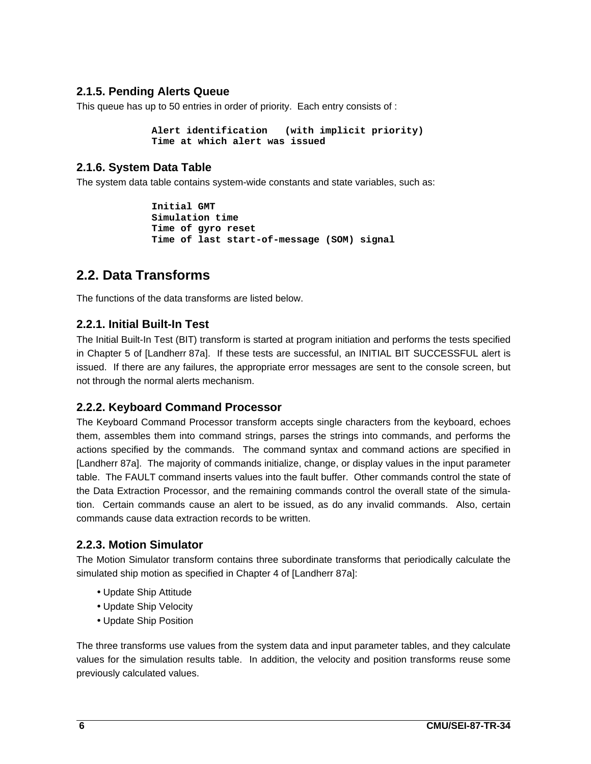### 2.1.5. Pending Alerts Queue

This queue has up to 50 entries in order of priority. Each entry consists of :

```
Alert identification   (with implicit priority)
Time at which alert was issued
```

### 2.1.6. System Data Table

The system data table contains system-wide constants and state variables, such as:

```
Initial GMT
Simulation time
Time of gyro reset
Time of last start-of-message (SOM) signal
```

## 2.2. Data Transforms

The functions of the data transforms are listed below.

### 2.2.1. Initial Built-In Test

The Initial Built-In Test (BIT) transform is started at program initiation and performs the tests specified in Chapter 5 of [Landherr 87a]. If these tests are successful, an INITIAL BIT SUCCESSFUL alert is issued. If there are any failures, the appropriate error messages are sent to the console screen, but not through the normal alerts mechanism.

### 2.2.2. Keyboard Command Processor

The Keyboard Command Processor transform accepts single characters from the keyboard, echoes them, assembles them into command strings, parses the strings into commands, and performs the actions specified by the commands. The command syntax and command actions are specified in [Landherr 87a]. The majority of commands initialize, change, or display values in the input parameter table. The FAULT command inserts values into the fault buffer. Other commands control the state of the Data Extraction Processor, and the remaining commands control the overall state of the simulation. Certain commands cause an alert to be issued, as do any invalid commands. Also, certain commands cause data extraction records to be written.

### 2.2.3. Motion Simulator

The Motion Simulator transform contains three subordinate transforms that periodically calculate the simulated ship motion as specified in Chapter 4 of [Landherr 87a]:

- Update Ship Attitude
- Update Ship Velocity
- Update Ship Position

The three transforms use values from the system data and input parameter tables, and they calculate values for the simulation results table. In addition, the velocity and position transforms reuse some previously calculated values.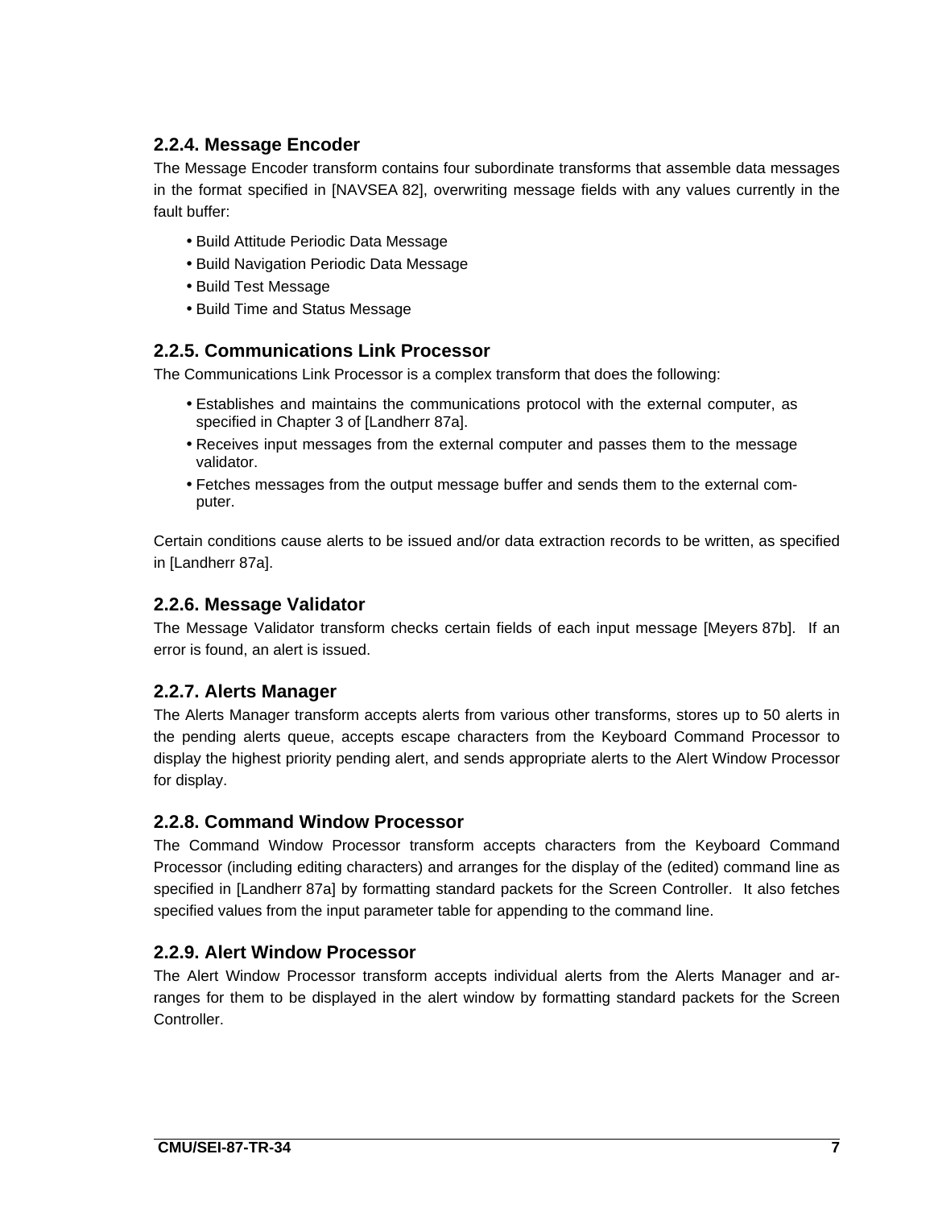### 2.2.4. Message Encoder

The Message Encoder transform contains four subordinate transforms that assemble data messages in the format specified in [NAVSEA 82], overwriting message fields with any values currently in the fault buffer:

- Build Attitude Periodic Data Message
- Build Navigation Periodic Data Message
- Build Test Message
- Build Time and Status Message

### 2.2.5. Communications Link Processor

The Communications Link Processor is a complex transform that does the following:

- Establishes and maintains the communications protocol with the external computer, as specified in Chapter 3 of [Landherr 87a].
- Receives input messages from the external computer and passes them to the message validator.
- Fetches messages from the output message buffer and sends them to the external computer.

Certain conditions cause alerts to be issued and/or data extraction records to be written, as specified in [Landherr 87a].

### 2.2.6. Message Validator

The Message Validator transform checks certain fields of each input message [Meyers 87b]. If an error is found, an alert is issued.

### 2.2.7. Alerts Manager

The Alerts Manager transform accepts alerts from various other transforms, stores up to 50 alerts in the pending alerts queue, accepts escape characters from the Keyboard Command Processor to display the highest priority pending alert, and sends appropriate alerts to the Alert Window Processor for display.

### 2.2.8. Command Window Processor

The Command Window Processor transform accepts characters from the Keyboard Command Processor (including editing characters) and arranges for the display of the (edited) command line as specified in [Landherr 87a] by formatting standard packets for the Screen Controller. It also fetches specified values from the input parameter table for appending to the command line.

### 2.2.9. Alert Window Processor

The Alert Window Processor transform accepts individual alerts from the Alerts Manager and arranges for them to be displayed in the alert window by formatting standard packets for the Screen Controller.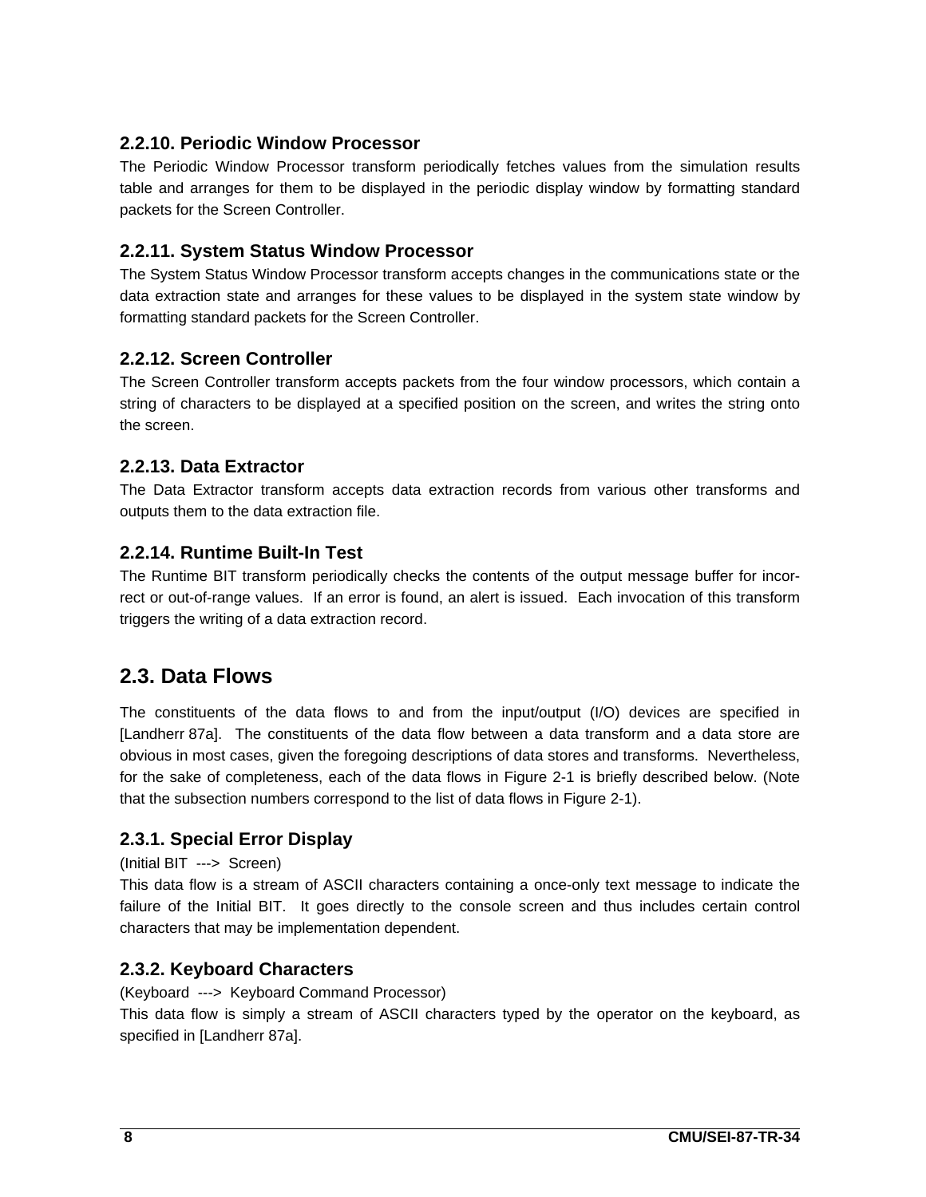### 2.2.10. Periodic Window Processor

The Periodic Window Processor transform periodically fetches values from the simulation results table and arranges for them to be displayed in the periodic display window by formatting standard packets for the Screen Controller.

### 2.2.11. System Status Window Processor

The System Status Window Processor transform accepts changes in the communications state or the data extraction state and arranges for these values to be displayed in the system state window by formatting standard packets for the Screen Controller.

### 2.2.12. Screen Controller

The Screen Controller transform accepts packets from the four window processors, which contain a string of characters to be displayed at a specified position on the screen, and writes the string onto the screen.

### 2.2.13. Data Extractor

The Data Extractor transform accepts data extraction records from various other transforms and outputs them to the data extraction file.

### 2.2.14. Runtime Built-In Test

The Runtime BIT transform periodically checks the contents of the output message buffer for incorrect or out-of-range values. If an error is found, an alert is issued. Each invocation of this transform triggers the writing of a data extraction record.

## 2.3. Data Flows

The constituents of the data flows to and from the input/output (I/O) devices are specified in [Landherr 87a]. The constituents of the data flow between a data transform and a data store are obvious in most cases, given the foregoing descriptions of data stores and transforms. Nevertheless, for the sake of completeness, each of the data flows in Figure 2-1 is briefly described below. (Note that the subsection numbers correspond to the list of data flows in Figure 2-1).

### 2.3.1. Special Error Display

(Initial BIT ---> Screen)

This data flow is a stream of ASCII characters containing a once-only text message to indicate the failure of the Initial BIT. It goes directly to the console screen and thus includes certain control characters that may be implementation dependent.

### 2.3.2. Keyboard Characters

(Keyboard ---> Keyboard Command Processor)

This data flow is simply a stream of ASCII characters typed by the operator on the keyboard, as specified in [Landherr 87a].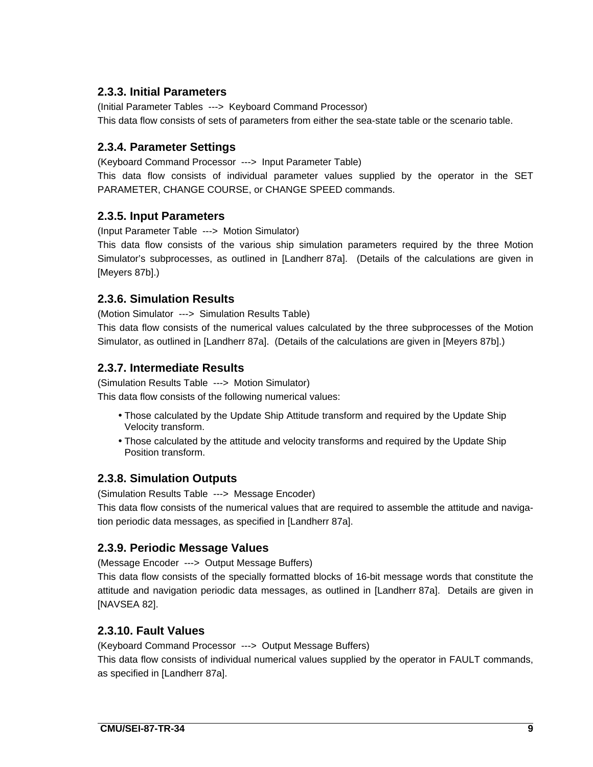### 2.3.3. Initial Parameters

(Initial Parameter Tables ---> Keyboard Command Processor)

This data flow consists of sets of parameters from either the sea-state table or the scenario table.

### 2.3.4. Parameter Settings

(Keyboard Command Processor ---> Input Parameter Table)

This data flow consists of individual parameter values supplied by the operator in the SET PARAMETER, CHANGE COURSE, or CHANGE SPEED commands.

### 2.3.5. Input Parameters

(Input Parameter Table ---> Motion Simulator)

This data flow consists of the various ship simulation parameters required by the three Motion Simulator's subprocesses, as outlined in [Landherr 87a]. (Details of the calculations are given in [Meyers 87b].)

### 2.3.6. Simulation Results

(Motion Simulator ---> Simulation Results Table)

This data flow consists of the numerical values calculated by the three subprocesses of the Motion Simulator, as outlined in [Landherr 87a]. (Details of the calculations are given in [Meyers 87b].)

### 2.3.7. Intermediate Results

(Simulation Results Table ---> Motion Simulator)

This data flow consists of the following numerical values:

- Those calculated by the Update Ship Attitude transform and required by the Update Ship Velocity transform.
- Those calculated by the attitude and velocity transforms and required by the Update Ship Position transform.

### 2.3.8. Simulation Outputs

(Simulation Results Table ---> Message Encoder)

This data flow consists of the numerical values that are required to assemble the attitude and navigation periodic data messages, as specified in [Landherr 87a].

### 2.3.9. Periodic Message Values

(Message Encoder ---> Output Message Buffers)

This data flow consists of the specially formatted blocks of 16-bit message words that constitute the attitude and navigation periodic data messages, as outlined in [Landherr 87a]. Details are given in [NAVSEA 82].

### 2.3.10. Fault Values

(Keyboard Command Processor ---> Output Message Buffers)

This data flow consists of individual numerical values supplied by the operator in FAULT commands, as specified in [Landherr 87a].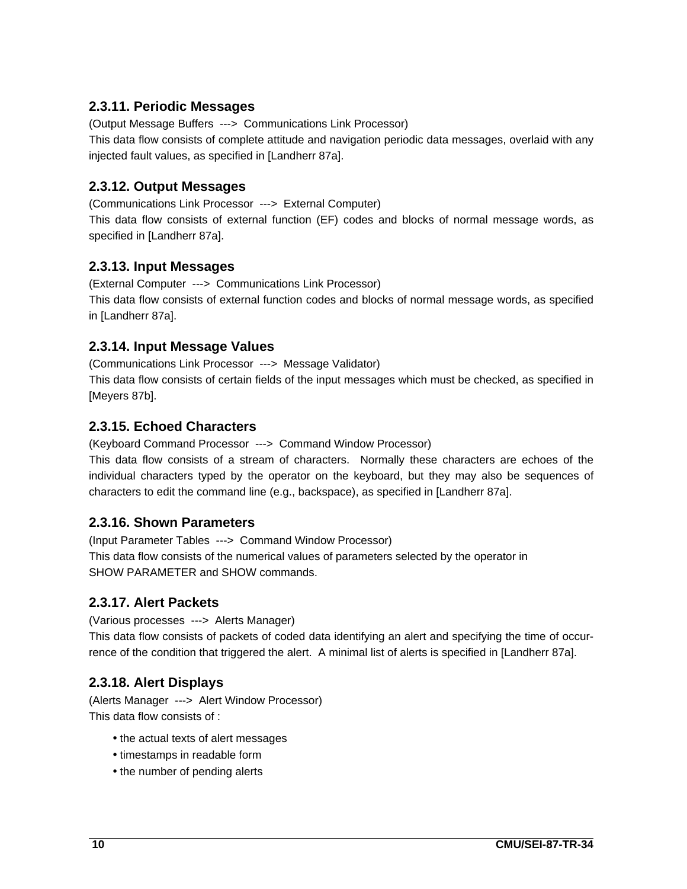### 2.3.11. Periodic Messages

(Output Message Buffers ---> Communications Link Processor)

This data flow consists of complete attitude and navigation periodic data messages, overlaid with any injected fault values, as specified in [Landherr 87a].

### 2.3.12. Output Messages

(Communications Link Processor ---> External Computer)

This data flow consists of external function (EF) codes and blocks of normal message words, as specified in [Landherr 87a].

### 2.3.13. Input Messages

(External Computer ---> Communications Link Processor)

This data flow consists of external function codes and blocks of normal message words, as specified in [Landherr 87a].

### 2.3.14. Input Message Values

(Communications Link Processor ---> Message Validator)

This data flow consists of certain fields of the input messages which must be checked, as specified in [Meyers 87b].

### 2.3.15. Echoed Characters

(Keyboard Command Processor ---> Command Window Processor)

This data flow consists of a stream of characters. Normally these characters are echoes of the individual characters typed by the operator on the keyboard, but they may also be sequences of characters to edit the command line (e.g., backspace), as specified in [Landherr 87a].

### 2.3.16. Shown Parameters

(Input Parameter Tables ---> Command Window Processor)

This data flow consists of the numerical values of parameters selected by the operator in SHOW PARAMETER and SHOW commands.

### 2.3.17. Alert Packets

(Various processes ---> Alerts Manager)

This data flow consists of packets of coded data identifying an alert and specifying the time of occurrence of the condition that triggered the alert. A minimal list of alerts is specified in [Landherr 87a].

### 2.3.18. Alert Displays

(Alerts Manager ---> Alert Window Processor)

This data flow consists of :

- the actual texts of alert messages
- timestamps in readable form
- the number of pending alerts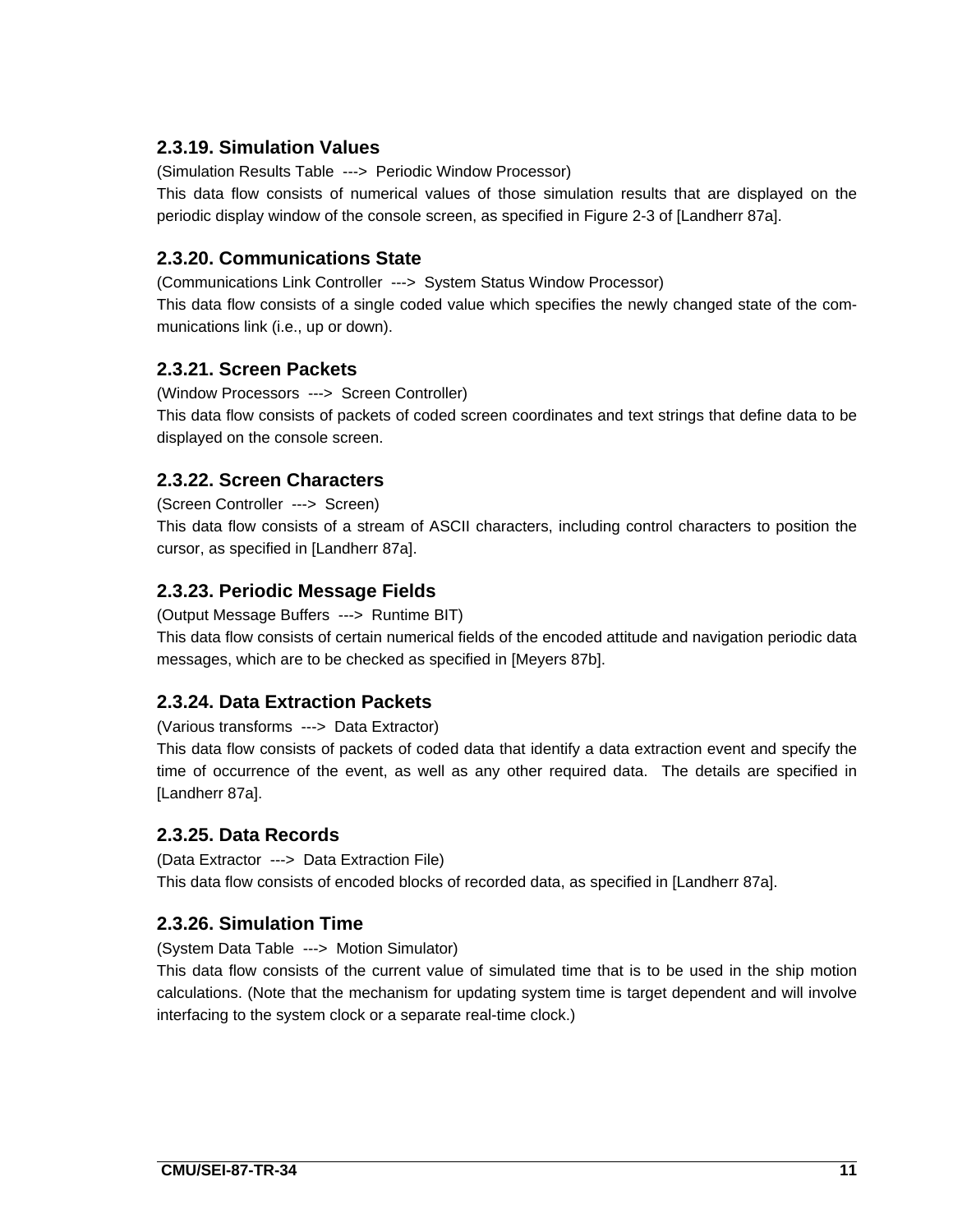### 2.3.19. Simulation Values

(Simulation Results Table ---> Periodic Window Processor)

This data flow consists of numerical values of those simulation results that are displayed on the periodic display window of the console screen, as specified in Figure 2-3 of [Landherr 87a].

### 2.3.20. Communications State

(Communications Link Controller ---> System Status Window Processor)

This data flow consists of a single coded value which specifies the newly changed state of the communications link (i.e., up or down).

### 2.3.21. Screen Packets

(Window Processors ---> Screen Controller)

This data flow consists of packets of coded screen coordinates and text strings that define data to be displayed on the console screen.

### 2.3.22. Screen Characters

(Screen Controller ---> Screen)

This data flow consists of a stream of ASCII characters, including control characters to position the cursor, as specified in [Landherr 87a].

### 2.3.23. Periodic Message Fields

(Output Message Buffers ---> Runtime BIT)

This data flow consists of certain numerical fields of the encoded attitude and navigation periodic data messages, which are to be checked as specified in [Meyers 87b].

### 2.3.24. Data Extraction Packets

(Various transforms ---> Data Extractor)

This data flow consists of packets of coded data that identify a data extraction event and specify the time of occurrence of the event, as well as any other required data. The details are specified in [Landherr 87a].

### 2.3.25. Data Records

(Data Extractor ---> Data Extraction File)

This data flow consists of encoded blocks of recorded data, as specified in [Landherr 87a].

### 2.3.26. Simulation Time

(System Data Table ---> Motion Simulator)

This data flow consists of the current value of simulated time that is to be used in the ship motion calculations. (Note that the mechanism for updating system time is target dependent and will involve interfacing to the system clock or a separate real-time clock.)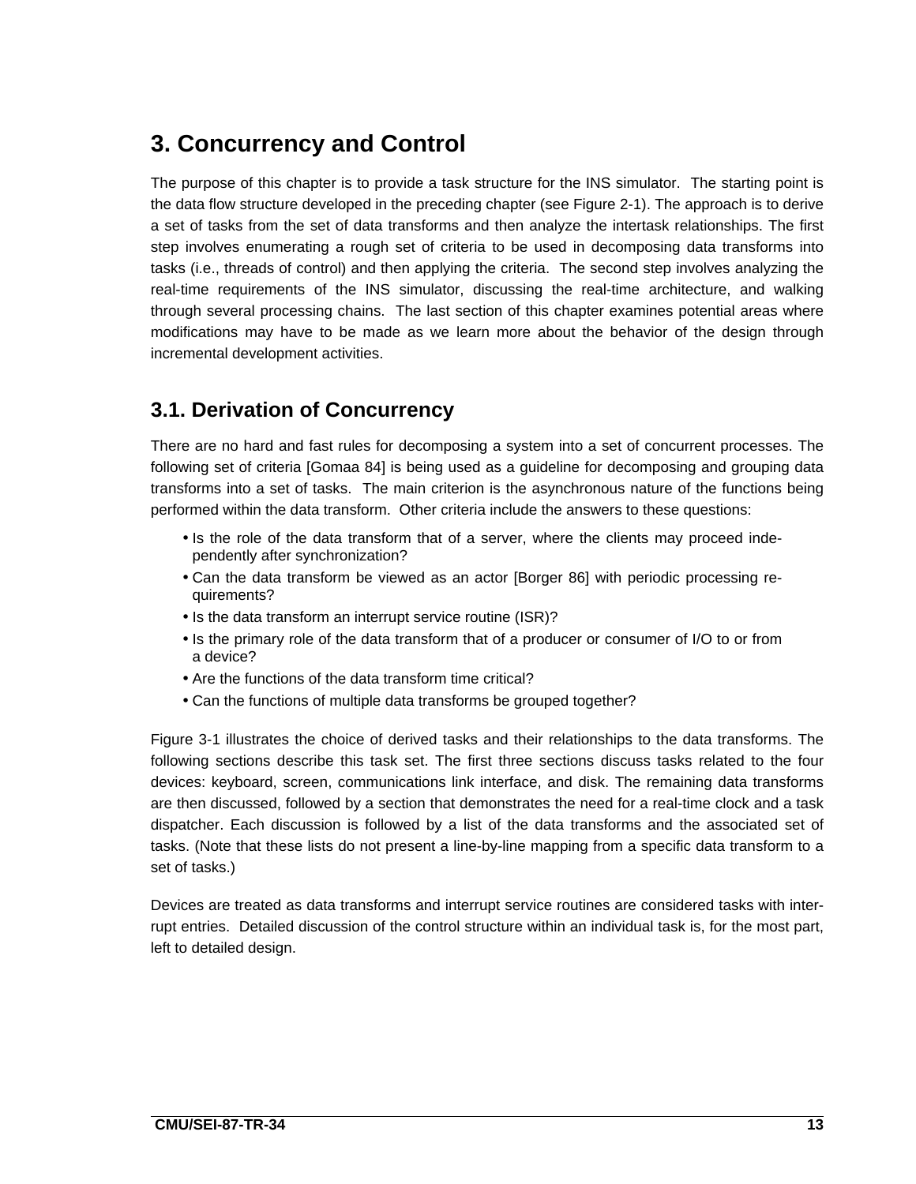# 3. Concurrency and Control

The purpose of this chapter is to provide a task structure for the INS simulator. The starting point is the data flow structure developed in the preceding chapter (see Figure 2-1). The approach is to derive a set of tasks from the set of data transforms and then analyze the intertask relationships. The first step involves enumerating a rough set of criteria to be used in decomposing data transforms into tasks (i.e., threads of control) and then applying the criteria. The second step involves analyzing the real-time requirements of the INS simulator, discussing the real-time architecture, and walking through several processing chains. The last section of this chapter examines potential areas where modifications may have to be made as we learn more about the behavior of the design through incremental development activities.

## 3.1. Derivation of Concurrency

There are no hard and fast rules for decomposing a system into a set of concurrent processes. The following set of criteria [Gomaa 84] is being used as a guideline for decomposing and grouping data transforms into a set of tasks. The main criterion is the asynchronous nature of the functions being performed within the data transform. Other criteria include the answers to these questions:

- Is the role of the data transform that of a server, where the clients may proceed independently after synchronization?
- Can the data transform be viewed as an actor [Borger 86] with periodic processing requirements?
- Is the data transform an interrupt service routine (ISR)?
- Is the primary role of the data transform that of a producer or consumer of I/O to or from a device?
- Are the functions of the data transform time critical?
- Can the functions of multiple data transforms be grouped together?

Figure 3-1 illustrates the choice of derived tasks and their relationships to the data transforms. The following sections describe this task set. The first three sections discuss tasks related to the four devices: keyboard, screen, communications link interface, and disk. The remaining data transforms are then discussed, followed by a section that demonstrates the need for a real-time clock and a task dispatcher. Each discussion is followed by a list of the data transforms and the associated set of tasks. (Note that these lists do not present a line-by-line mapping from a specific data transform to a set of tasks.)

Devices are treated as data transforms and interrupt service routines are considered tasks with interrupt entries. Detailed discussion of the control structure within an individual task is, for the most part, left to detailed design.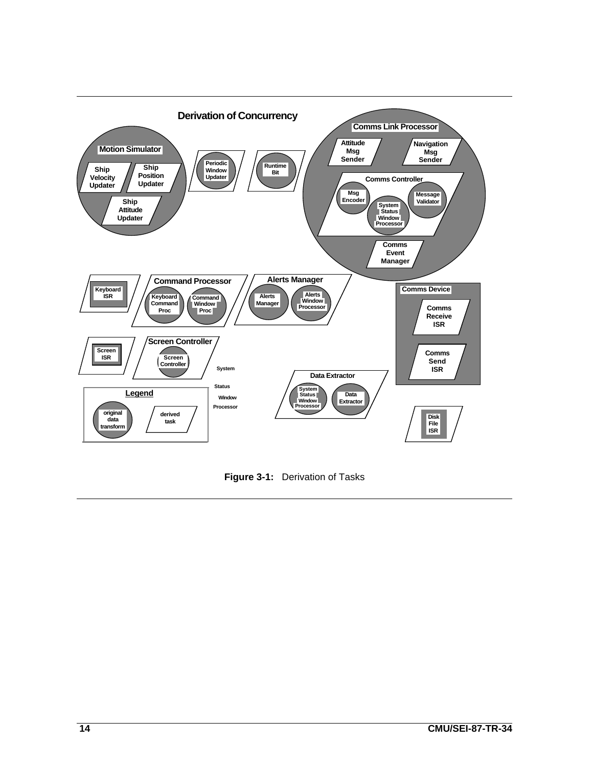**Derivation of Concurrency**

**Motion Simulator**
- Ship Velocity Updater
- Ship Position Updater
- Ship Attitude Updater

Periodic Window Updater

Runtime Bit

**Comms Link Processor**
- Attitude Msg Sender
- Navigation Msg Sender
- Comms Controller
  - Msg Encoder
  - System Status Window Processor
  - Message Validator
- Comms Event Manager

Keyboard ISR

**Command Processor**
- Keyboard Command Proc
- Command Window Proc

**Alerts Manager**
- Alerts Manager
- Alerts Window Processor

**Comms Device**
- Comms Receive ISR
- Comms Send ISR

Screen ISR

**Screen Controller**
- Screen Controller

System Status Window Processor

**Data Extractor**
- System Status Window Processor
- Data Extractor

Disk File ISR

**Legend**
- original data transform
- derived task

**Figure 3-1:** Derivation of Tasks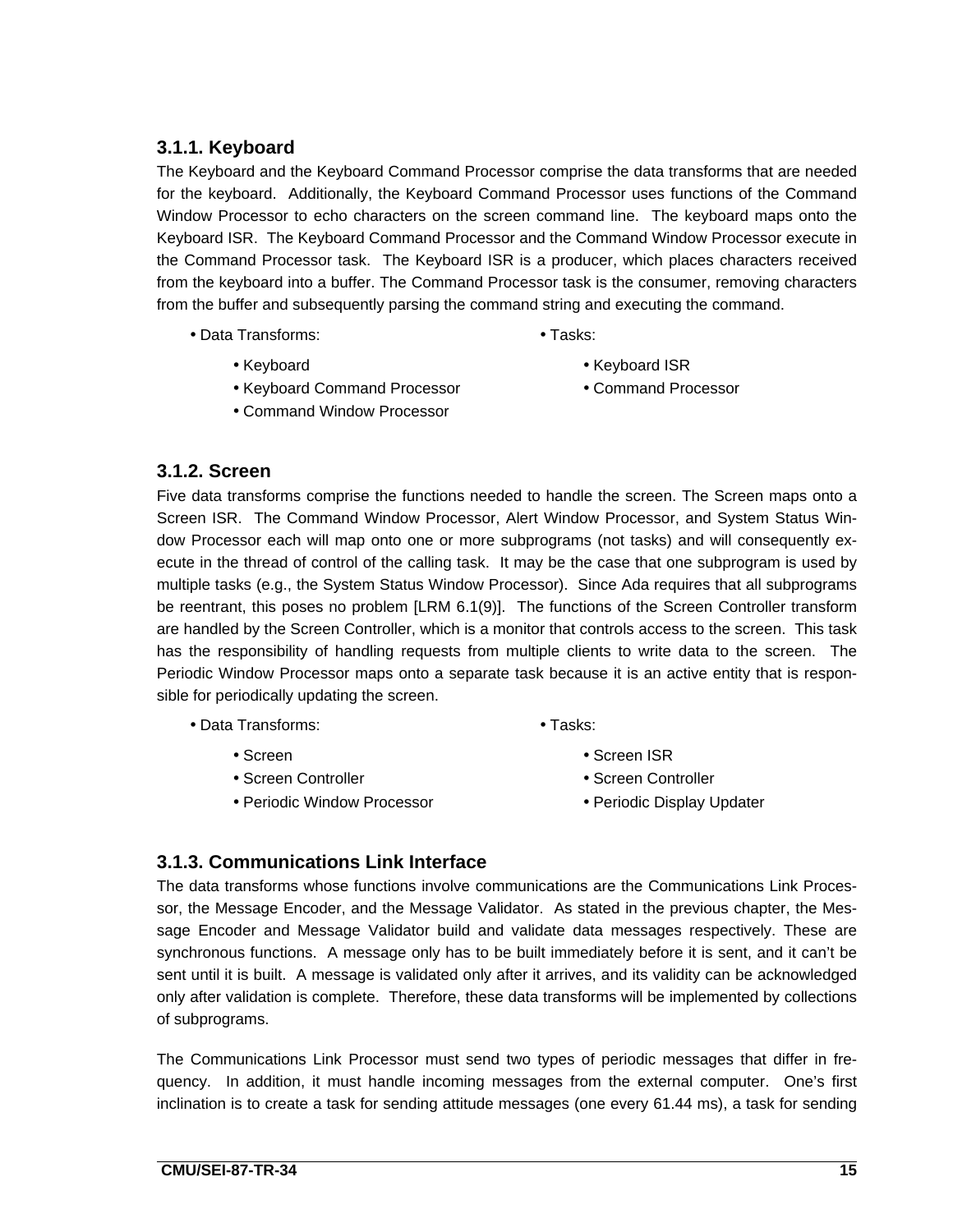### 3.1.1. Keyboard

The Keyboard and the Keyboard Command Processor comprise the data transforms that are needed for the keyboard. Additionally, the Keyboard Command Processor uses functions of the Command Window Processor to echo characters on the screen command line. The keyboard maps onto the Keyboard ISR. The Keyboard Command Processor and the Command Window Processor execute in the Command Processor task. The Keyboard ISR is a producer, which places characters received from the keyboard into a buffer. The Command Processor task is the consumer, removing characters from the buffer and subsequently parsing the command string and executing the command.

- Data Transforms:
  - Keyboard
  - Keyboard Command Processor
  - Command Window Processor
- Tasks:
  - Keyboard ISR
  - Command Processor

### 3.1.2. Screen

Five data transforms comprise the functions needed to handle the screen. The Screen maps onto a Screen ISR. The Command Window Processor, Alert Window Processor, and System Status Window Processor each will map onto one or more subprograms (not tasks) and will consequently execute in the thread of control of the calling task. It may be the case that one subprogram is used by multiple tasks (e.g., the System Status Window Processor). Since Ada requires that all subprograms be reentrant, this poses no problem [LRM 6.1(9)]. The functions of the Screen Controller transform are handled by the Screen Controller, which is a monitor that controls access to the screen. This task has the responsibility of handling requests from multiple clients to write data to the screen. The Periodic Window Processor maps onto a separate task because it is an active entity that is responsible for periodically updating the screen.

- Data Transforms:
  - Screen
  - Screen Controller
  - Periodic Window Processor
- Tasks:
  - Screen ISR
  - Screen Controller
  - Periodic Display Updater

### 3.1.3. Communications Link Interface

The data transforms whose functions involve communications are the Communications Link Processor, the Message Encoder, and the Message Validator. As stated in the previous chapter, the Message Encoder and Message Validator build and validate data messages respectively. These are synchronous functions. A message only has to be built immediately before it is sent, and it can't be sent until it is built. A message is validated only after it arrives, and its validity can be acknowledged only after validation is complete. Therefore, these data transforms will be implemented by collections of subprograms.

The Communications Link Processor must send two types of periodic messages that differ in frequency. In addition, it must handle incoming messages from the external computer. One's first inclination is to create a task for sending attitude messages (one every 61.44 ms), a task for sending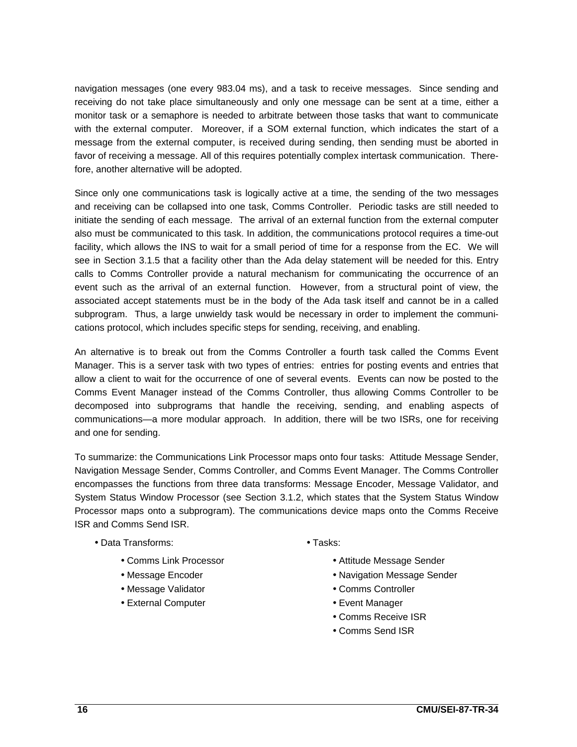navigation messages (one every 983.04 ms), and a task to receive messages. Since sending and receiving do not take place simultaneously and only one message can be sent at a time, either a monitor task or a semaphore is needed to arbitrate between those tasks that want to communicate with the external computer. Moreover, if a SOM external function, which indicates the start of a message from the external computer, is received during sending, then sending must be aborted in favor of receiving a message. All of this requires potentially complex intertask communication. Therefore, another alternative will be adopted.

Since only one communications task is logically active at a time, the sending of the two messages and receiving can be collapsed into one task, Comms Controller. Periodic tasks are still needed to initiate the sending of each message. The arrival of an external function from the external computer also must be communicated to this task. In addition, the communications protocol requires a time-out facility, which allows the INS to wait for a small period of time for a response from the EC. We will see in Section 3.1.5 that a facility other than the Ada delay statement will be needed for this. Entry calls to Comms Controller provide a natural mechanism for communicating the occurrence of an event such as the arrival of an external function. However, from a structural point of view, the associated accept statements must be in the body of the Ada task itself and cannot be in a called subprogram. Thus, a large unwieldy task would be necessary in order to implement the communications protocol, which includes specific steps for sending, receiving, and enabling.

An alternative is to break out from the Comms Controller a fourth task called the Comms Event Manager. This is a server task with two types of entries: entries for posting events and entries that allow a client to wait for the occurrence of one of several events. Events can now be posted to the Comms Event Manager instead of the Comms Controller, thus allowing Comms Controller to be decomposed into subprograms that handle the receiving, sending, and enabling aspects of communications—a more modular approach. In addition, there will be two ISRs, one for receiving and one for sending.

To summarize: the Communications Link Processor maps onto four tasks: Attitude Message Sender, Navigation Message Sender, Comms Controller, and Comms Event Manager. The Comms Controller encompasses the functions from three data transforms: Message Encoder, Message Validator, and System Status Window Processor (see Section 3.1.2, which states that the System Status Window Processor maps onto a subprogram). The communications device maps onto the Comms Receive ISR and Comms Send ISR.

- Data Transforms:
  - Comms Link Processor
  - Message Encoder
  - Message Validator
  - External Computer
- Tasks:
  - Attitude Message Sender
  - Navigation Message Sender
  - Comms Controller
  - Event Manager
  - Comms Receive ISR
  - Comms Send ISR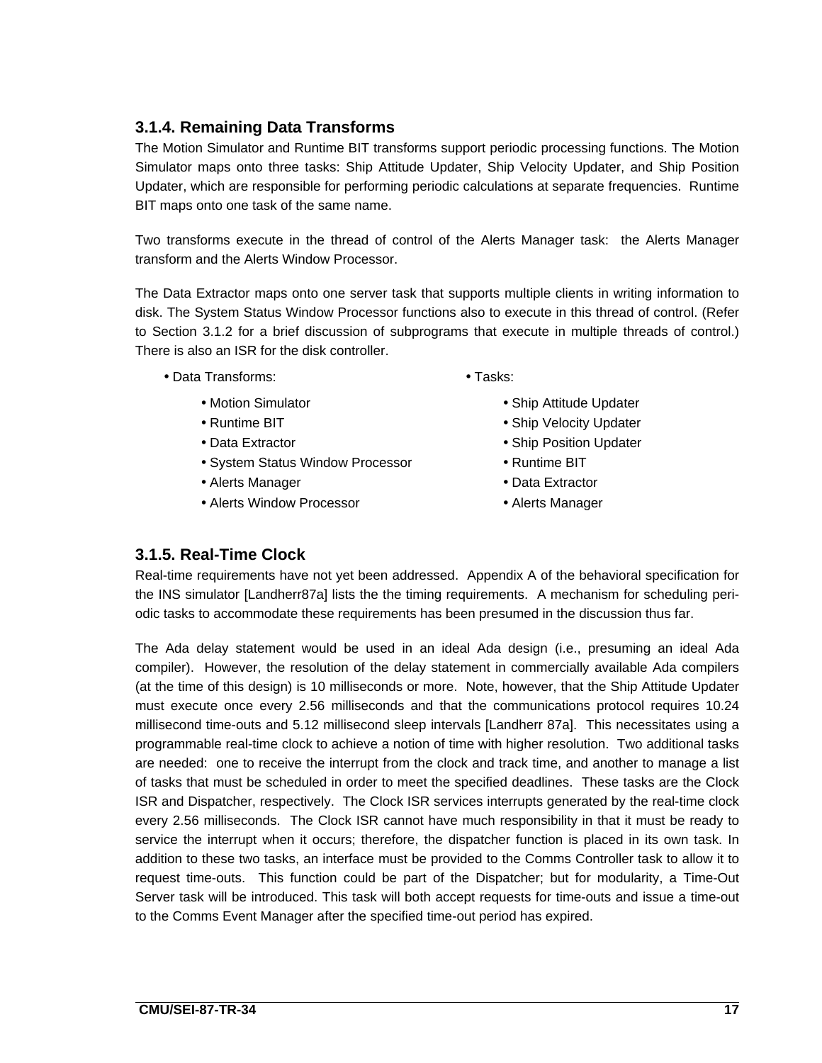### 3.1.4. Remaining Data Transforms

The Motion Simulator and Runtime BIT transforms support periodic processing functions. The Motion Simulator maps onto three tasks: Ship Attitude Updater, Ship Velocity Updater, and Ship Position Updater, which are responsible for performing periodic calculations at separate frequencies. Runtime BIT maps onto one task of the same name.

Two transforms execute in the thread of control of the Alerts Manager task: the Alerts Manager transform and the Alerts Window Processor.

The Data Extractor maps onto one server task that supports multiple clients in writing information to disk. The System Status Window Processor functions also to execute in this thread of control. (Refer to Section 3.1.2 for a brief discussion of subprograms that execute in multiple threads of control.) There is also an ISR for the disk controller.

- Data Transforms:
  - Motion Simulator
  - Runtime BIT
  - Data Extractor
  - System Status Window Processor
  - Alerts Manager
  - Alerts Window Processor
- Tasks:
  - Ship Attitude Updater
  - Ship Velocity Updater
  - Ship Position Updater
  - Runtime BIT
  - Data Extractor
  - Alerts Manager

### 3.1.5. Real-Time Clock

Real-time requirements have not yet been addressed. Appendix A of the behavioral specification for the INS simulator [Landherr87a] lists the the timing requirements. A mechanism for scheduling periodic tasks to accommodate these requirements has been presumed in the discussion thus far.

The Ada delay statement would be used in an ideal Ada design (i.e., presuming an ideal Ada compiler). However, the resolution of the delay statement in commercially available Ada compilers (at the time of this design) is 10 milliseconds or more. Note, however, that the Ship Attitude Updater must execute once every 2.56 milliseconds and that the communications protocol requires 10.24 millisecond time-outs and 5.12 millisecond sleep intervals [Landherr 87a]. This necessitates using a programmable real-time clock to achieve a notion of time with higher resolution. Two additional tasks are needed: one to receive the interrupt from the clock and track time, and another to manage a list of tasks that must be scheduled in order to meet the specified deadlines. These tasks are the Clock ISR and Dispatcher, respectively. The Clock ISR services interrupts generated by the real-time clock every 2.56 milliseconds. The Clock ISR cannot have much responsibility in that it must be ready to service the interrupt when it occurs; therefore, the dispatcher function is placed in its own task. In addition to these two tasks, an interface must be provided to the Comms Controller task to allow it to request time-outs. This function could be part of the Dispatcher; but for modularity, a Time-Out Server task will be introduced. This task will both accept requests for time-outs and issue a time-out to the Comms Event Manager after the specified time-out period has expired.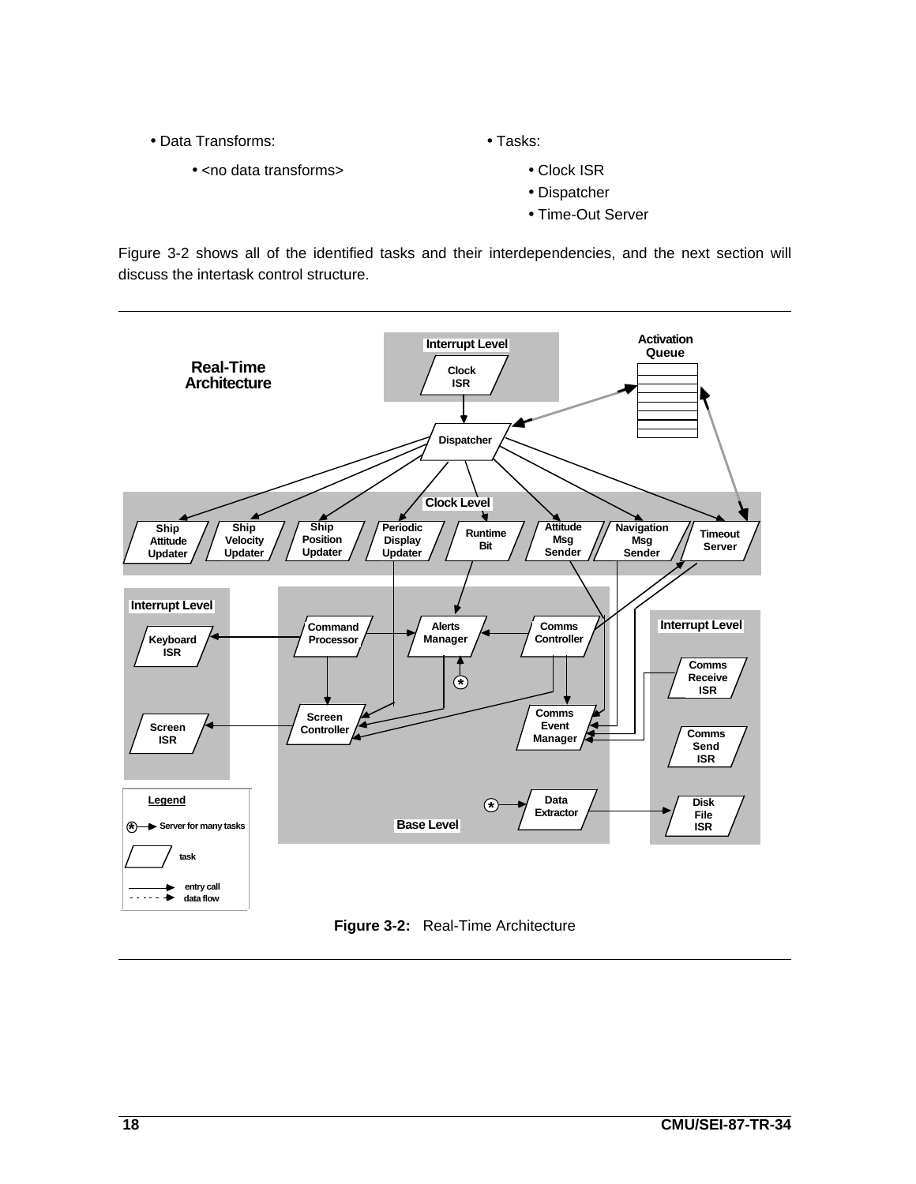- Data Transforms:
  - <no data transforms>

- Tasks:
  - Clock ISR
  - Dispatcher
  - Time-Out Server

Figure 3-2 shows all of the identified tasks and their interdependencies, and the next section will discuss the intertask control structure.

**Figure 3-2:** Real-Time Architecture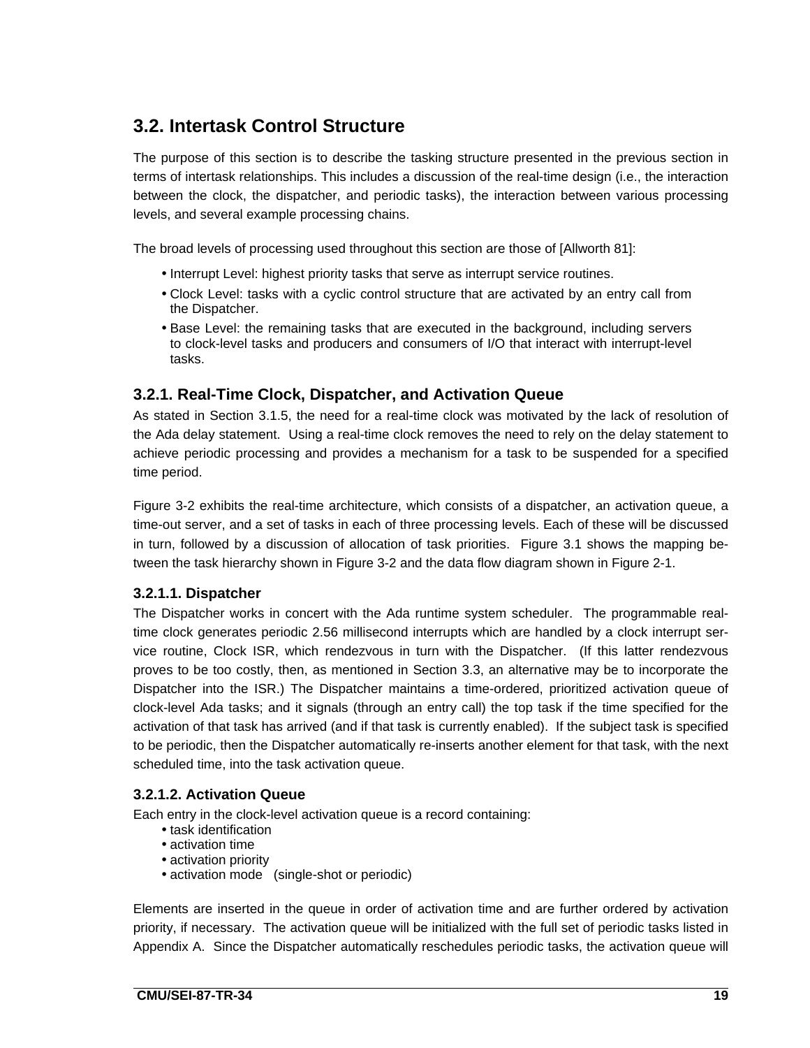## 3.2. Intertask Control Structure

The purpose of this section is to describe the tasking structure presented in the previous section in terms of intertask relationships. This includes a discussion of the real-time design (i.e., the interaction between the clock, the dispatcher, and periodic tasks), the interaction between various processing levels, and several example processing chains.

The broad levels of processing used throughout this section are those of [Allworth 81]:

- Interrupt Level: highest priority tasks that serve as interrupt service routines.
- Clock Level: tasks with a cyclic control structure that are activated by an entry call from the Dispatcher.
- Base Level: the remaining tasks that are executed in the background, including servers to clock-level tasks and producers and consumers of I/O that interact with interrupt-level tasks.

### 3.2.1. Real-Time Clock, Dispatcher, and Activation Queue

As stated in Section 3.1.5, the need for a real-time clock was motivated by the lack of resolution of the Ada delay statement. Using a real-time clock removes the need to rely on the delay statement to achieve periodic processing and provides a mechanism for a task to be suspended for a specified time period.

Figure 3-2 exhibits the real-time architecture, which consists of a dispatcher, an activation queue, a time-out server, and a set of tasks in each of three processing levels. Each of these will be discussed in turn, followed by a discussion of allocation of task priorities. Figure 3.1 shows the mapping between the task hierarchy shown in Figure 3-2 and the data flow diagram shown in Figure 2-1.

#### 3.2.1.1. Dispatcher

The Dispatcher works in concert with the Ada runtime system scheduler. The programmable real-time clock generates periodic 2.56 millisecond interrupts which are handled by a clock interrupt service routine, Clock ISR, which rendezvous in turn with the Dispatcher. (If this latter rendezvous proves to be too costly, then, as mentioned in Section 3.3, an alternative may be to incorporate the Dispatcher into the ISR.) The Dispatcher maintains a time-ordered, prioritized activation queue of clock-level Ada tasks; and it signals (through an entry call) the top task if the time specified for the activation of that task has arrived (and if that task is currently enabled). If the subject task is specified to be periodic, then the Dispatcher automatically re-inserts another element for that task, with the next scheduled time, into the task activation queue.

#### 3.2.1.2. Activation Queue

Each entry in the clock-level activation queue is a record containing:

- task identification
- activation time
- activation priority
- activation mode (single-shot or periodic)

Elements are inserted in the queue in order of activation time and are further ordered by activation priority, if necessary. The activation queue will be initialized with the full set of periodic tasks listed in Appendix A. Since the Dispatcher automatically reschedules periodic tasks, the activation queue will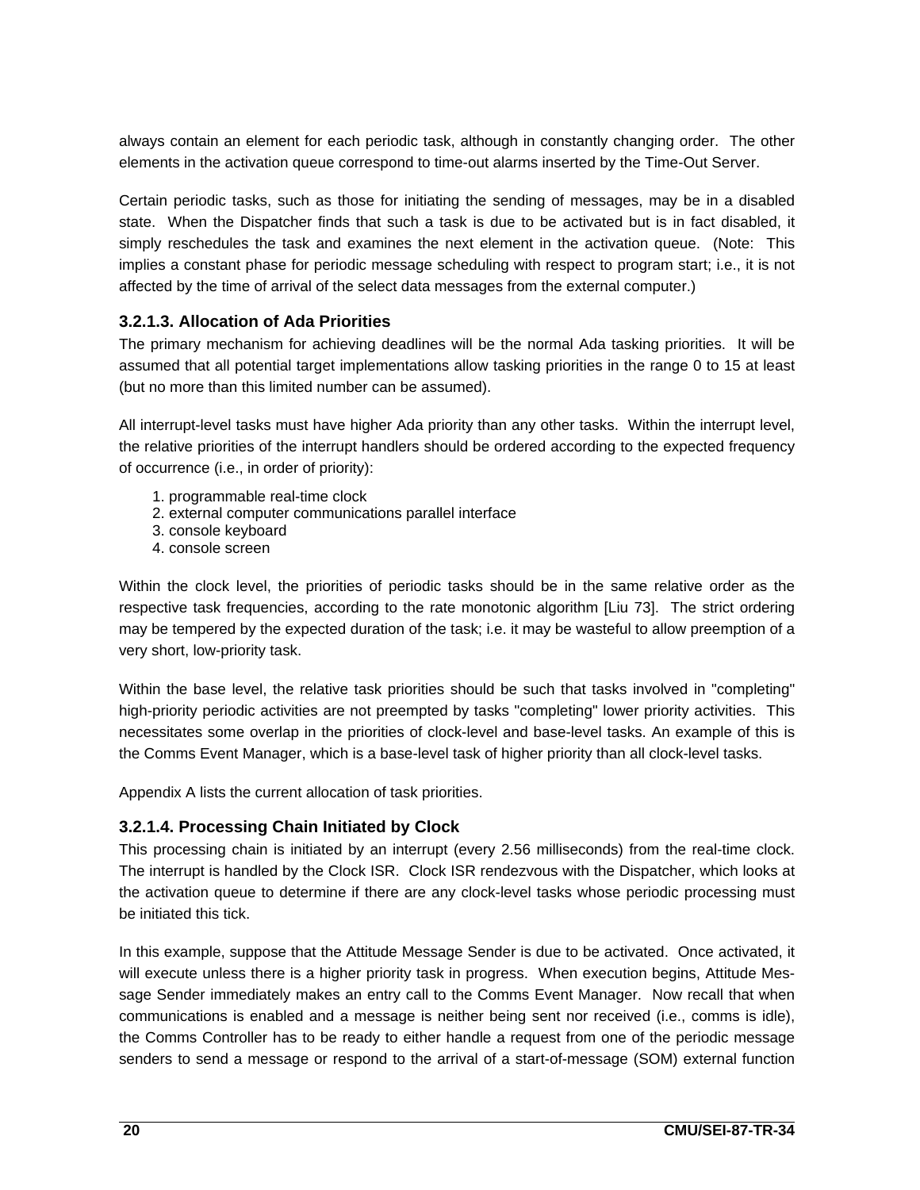always contain an element for each periodic task, although in constantly changing order. The other elements in the activation queue correspond to time-out alarms inserted by the Time-Out Server.

Certain periodic tasks, such as those for initiating the sending of messages, may be in a disabled state. When the Dispatcher finds that such a task is due to be activated but is in fact disabled, it simply reschedules the task and examines the next element in the activation queue. (Note: This implies a constant phase for periodic message scheduling with respect to program start; i.e., it is not affected by the time of arrival of the select data messages from the external computer.)

### 3.2.1.3. Allocation of Ada Priorities

The primary mechanism for achieving deadlines will be the normal Ada tasking priorities. It will be assumed that all potential target implementations allow tasking priorities in the range 0 to 15 at least (but no more than this limited number can be assumed).

All interrupt-level tasks must have higher Ada priority than any other tasks. Within the interrupt level, the relative priorities of the interrupt handlers should be ordered according to the expected frequency of occurrence (i.e., in order of priority):

1. programmable real-time clock
2. external computer communications parallel interface
3. console keyboard
4. console screen

Within the clock level, the priorities of periodic tasks should be in the same relative order as the respective task frequencies, according to the rate monotonic algorithm [Liu 73]. The strict ordering may be tempered by the expected duration of the task; i.e. it may be wasteful to allow preemption of a very short, low-priority task.

Within the base level, the relative task priorities should be such that tasks involved in "completing" high-priority periodic activities are not preempted by tasks "completing" lower priority activities. This necessitates some overlap in the priorities of clock-level and base-level tasks. An example of this is the Comms Event Manager, which is a base-level task of higher priority than all clock-level tasks.

Appendix A lists the current allocation of task priorities.

### 3.2.1.4. Processing Chain Initiated by Clock

This processing chain is initiated by an interrupt (every 2.56 milliseconds) from the real-time clock. The interrupt is handled by the Clock ISR. Clock ISR rendezvous with the Dispatcher, which looks at the activation queue to determine if there are any clock-level tasks whose periodic processing must be initiated this tick.

In this example, suppose that the Attitude Message Sender is due to be activated. Once activated, it will execute unless there is a higher priority task in progress. When execution begins, Attitude Message Sender immediately makes an entry call to the Comms Event Manager. Now recall that when communications is enabled and a message is neither being sent nor received (i.e., comms is idle), the Comms Controller has to be ready to either handle a request from one of the periodic message senders to send a message or respond to the arrival of a start-of-message (SOM) external function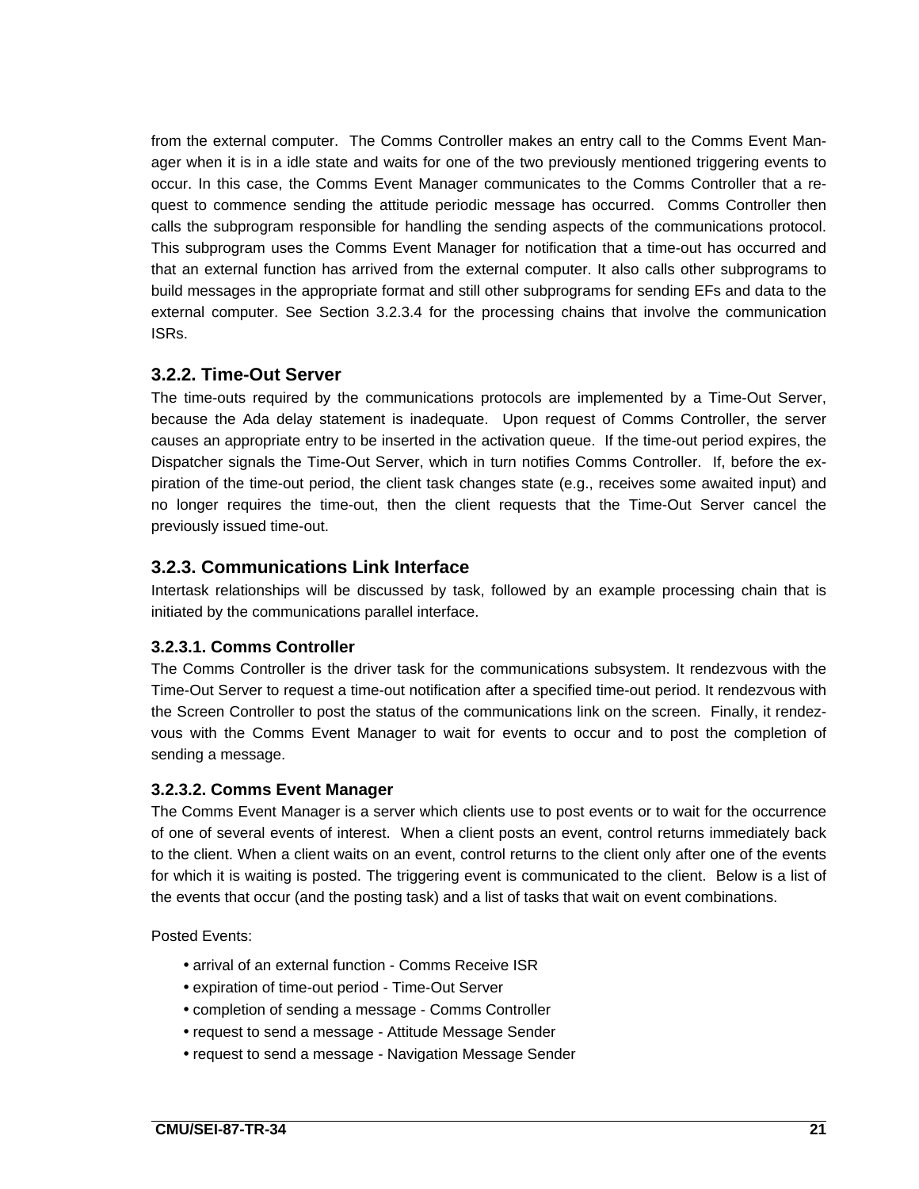from the external computer. The Comms Controller makes an entry call to the Comms Event Manager when it is in a idle state and waits for one of the two previously mentioned triggering events to occur. In this case, the Comms Event Manager communicates to the Comms Controller that a request to commence sending the attitude periodic message has occurred. Comms Controller then calls the subprogram responsible for handling the sending aspects of the communications protocol. This subprogram uses the Comms Event Manager for notification that a time-out has occurred and that an external function has arrived from the external computer. It also calls other subprograms to build messages in the appropriate format and still other subprograms for sending EFs and data to the external computer. See Section 3.2.3.4 for the processing chains that involve the communication ISRs.

## 3.2.2. Time-Out Server

The time-outs required by the communications protocols are implemented by a Time-Out Server, because the Ada delay statement is inadequate. Upon request of Comms Controller, the server causes an appropriate entry to be inserted in the activation queue. If the time-out period expires, the Dispatcher signals the Time-Out Server, which in turn notifies Comms Controller. If, before the expiration of the time-out period, the client task changes state (e.g., receives some awaited input) and no longer requires the time-out, then the client requests that the Time-Out Server cancel the previously issued time-out.

## 3.2.3. Communications Link Interface

Intertask relationships will be discussed by task, followed by an example processing chain that is initiated by the communications parallel interface.

### 3.2.3.1. Comms Controller

The Comms Controller is the driver task for the communications subsystem. It rendezvous with the Time-Out Server to request a time-out notification after a specified time-out period. It rendezvous with the Screen Controller to post the status of the communications link on the screen. Finally, it rendezvous with the Comms Event Manager to wait for events to occur and to post the completion of sending a message.

### 3.2.3.2. Comms Event Manager

The Comms Event Manager is a server which clients use to post events or to wait for the occurrence of one of several events of interest. When a client posts an event, control returns immediately back to the client. When a client waits on an event, control returns to the client only after one of the events for which it is waiting is posted. The triggering event is communicated to the client. Below is a list of the events that occur (and the posting task) and a list of tasks that wait on event combinations.

Posted Events:

- arrival of an external function - Comms Receive ISR
- expiration of time-out period - Time-Out Server
- completion of sending a message - Comms Controller
- request to send a message - Attitude Message Sender
- request to send a message - Navigation Message Sender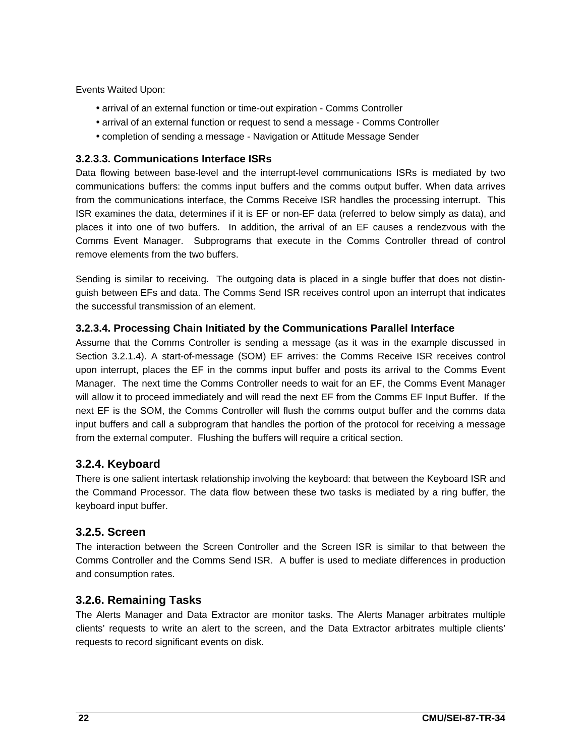Events Waited Upon:

- arrival of an external function or time-out expiration - Comms Controller
- arrival of an external function or request to send a message - Comms Controller
- completion of sending a message - Navigation or Attitude Message Sender

#### 3.2.3.3. Communications Interface ISRs

Data flowing between base-level and the interrupt-level communications ISRs is mediated by two communications buffers: the comms input buffers and the comms output buffer. When data arrives from the communications interface, the Comms Receive ISR handles the processing interrupt. This ISR examines the data, determines if it is EF or non-EF data (referred to below simply as data), and places it into one of two buffers. In addition, the arrival of an EF causes a rendezvous with the Comms Event Manager. Subprograms that execute in the Comms Controller thread of control remove elements from the two buffers.

Sending is similar to receiving. The outgoing data is placed in a single buffer that does not distinguish between EFs and data. The Comms Send ISR receives control upon an interrupt that indicates the successful transmission of an element.

#### 3.2.3.4. Processing Chain Initiated by the Communications Parallel Interface

Assume that the Comms Controller is sending a message (as it was in the example discussed in Section 3.2.1.4). A start-of-message (SOM) EF arrives: the Comms Receive ISR receives control upon interrupt, places the EF in the comms input buffer and posts its arrival to the Comms Event Manager. The next time the Comms Controller needs to wait for an EF, the Comms Event Manager will allow it to proceed immediately and will read the next EF from the Comms EF Input Buffer. If the next EF is the SOM, the Comms Controller will flush the comms output buffer and the comms data input buffers and call a subprogram that handles the portion of the protocol for receiving a message from the external computer. Flushing the buffers will require a critical section.

### 3.2.4. Keyboard

There is one salient intertask relationship involving the keyboard: that between the Keyboard ISR and the Command Processor. The data flow between these two tasks is mediated by a ring buffer, the keyboard input buffer.

### 3.2.5. Screen

The interaction between the Screen Controller and the Screen ISR is similar to that between the Comms Controller and the Comms Send ISR. A buffer is used to mediate differences in production and consumption rates.

### 3.2.6. Remaining Tasks

The Alerts Manager and Data Extractor are monitor tasks. The Alerts Manager arbitrates multiple clients' requests to write an alert to the screen, and the Data Extractor arbitrates multiple clients' requests to record significant events on disk.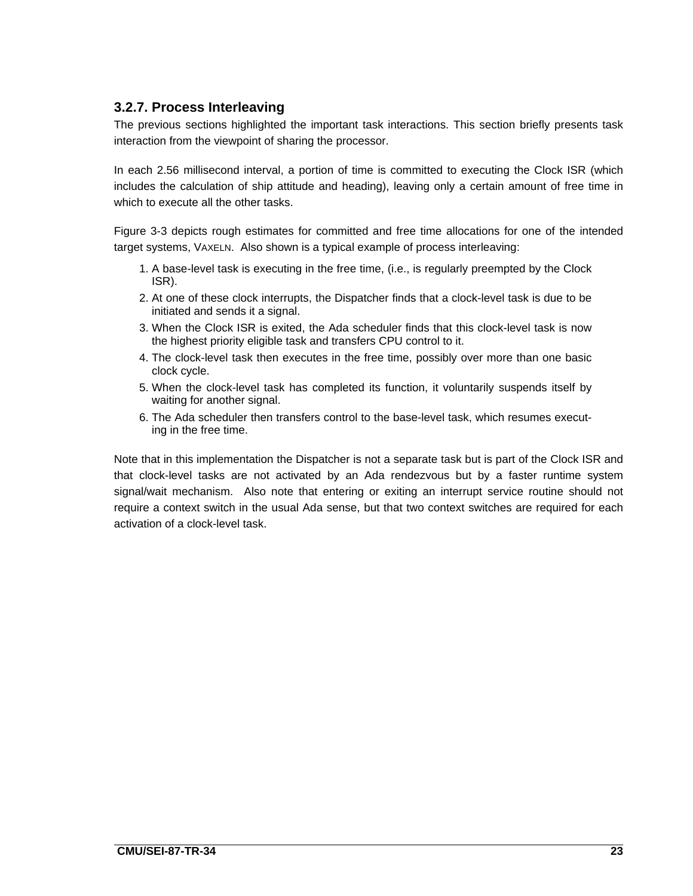### 3.2.7. Process Interleaving

The previous sections highlighted the important task interactions. This section briefly presents task interaction from the viewpoint of sharing the processor.

In each 2.56 millisecond interval, a portion of time is committed to executing the Clock ISR (which includes the calculation of ship attitude and heading), leaving only a certain amount of free time in which to execute all the other tasks.

Figure 3-3 depicts rough estimates for committed and free time allocations for one of the intended target systems, VAXELN. Also shown is a typical example of process interleaving:

1. A base-level task is executing in the free time, (i.e., is regularly preempted by the Clock ISR).
2. At one of these clock interrupts, the Dispatcher finds that a clock-level task is due to be initiated and sends it a signal.
3. When the Clock ISR is exited, the Ada scheduler finds that this clock-level task is now the highest priority eligible task and transfers CPU control to it.
4. The clock-level task then executes in the free time, possibly over more than one basic clock cycle.
5. When the clock-level task has completed its function, it voluntarily suspends itself by waiting for another signal.
6. The Ada scheduler then transfers control to the base-level task, which resumes executing in the free time.

Note that in this implementation the Dispatcher is not a separate task but is part of the Clock ISR and that clock-level tasks are not activated by an Ada rendezvous but by a faster runtime system signal/wait mechanism. Also note that entering or exiting an interrupt service routine should not require a context switch in the usual Ada sense, but that two context switches are required for each activation of a clock-level task.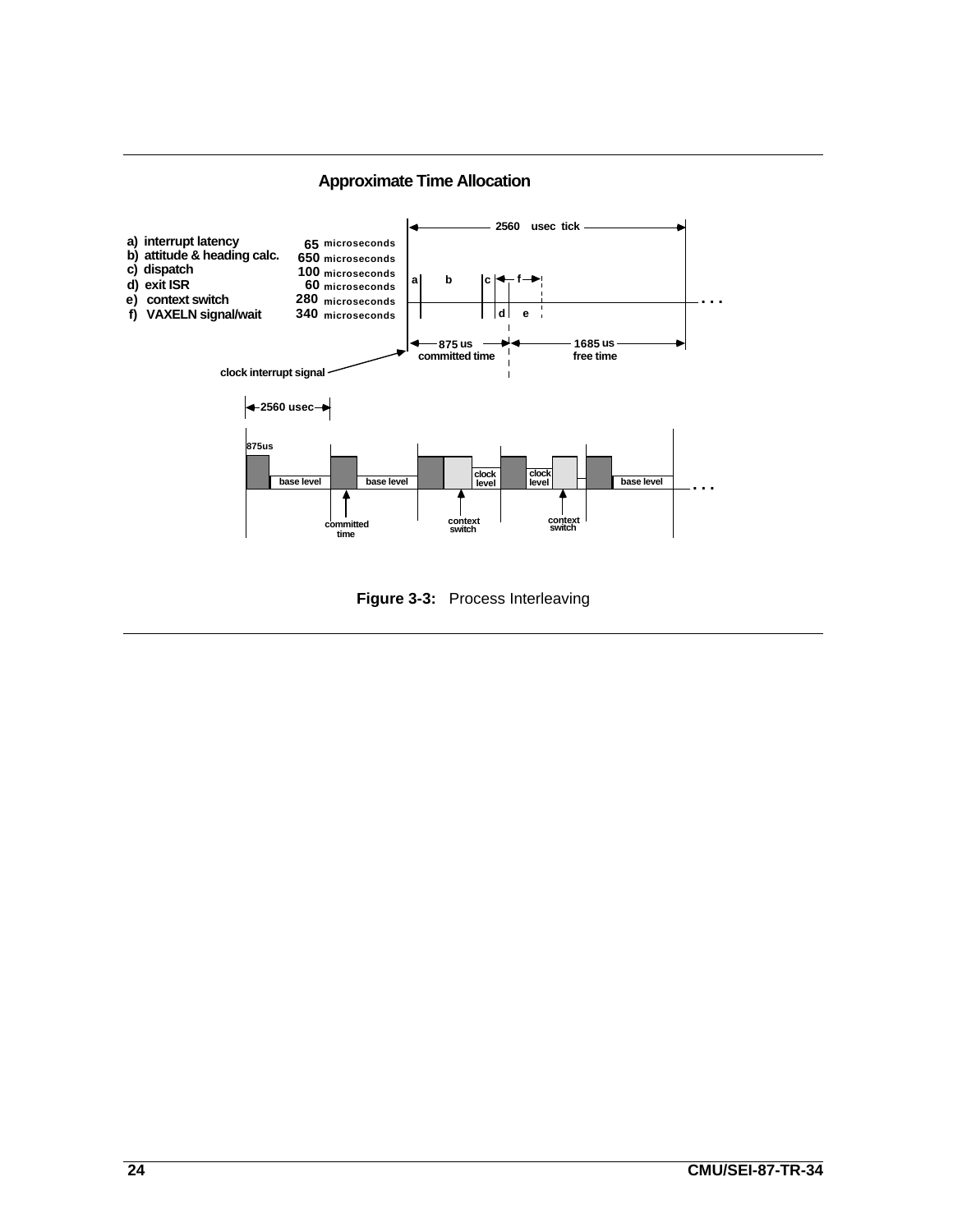**Approximate Time Allocation**

| | | |
|---|---|---|
| a) interrupt latency | 65 | microseconds |
| b) attitude & heading calc. | 650 | microseconds |
| c) dispatch | 100 | microseconds |
| d) exit ISR | 60 | microseconds |
| e) context switch | 280 | microseconds |
| f) VAXELN signal/wait | 340 | microseconds |

2560 usec tick

875 us committed time

1685 us free time

clock interrupt signal

2560 usec

875us

base level, base level, clock level, clock level, base level

committed time

context switch

context switch

**Figure 3-3:** Process Interleaving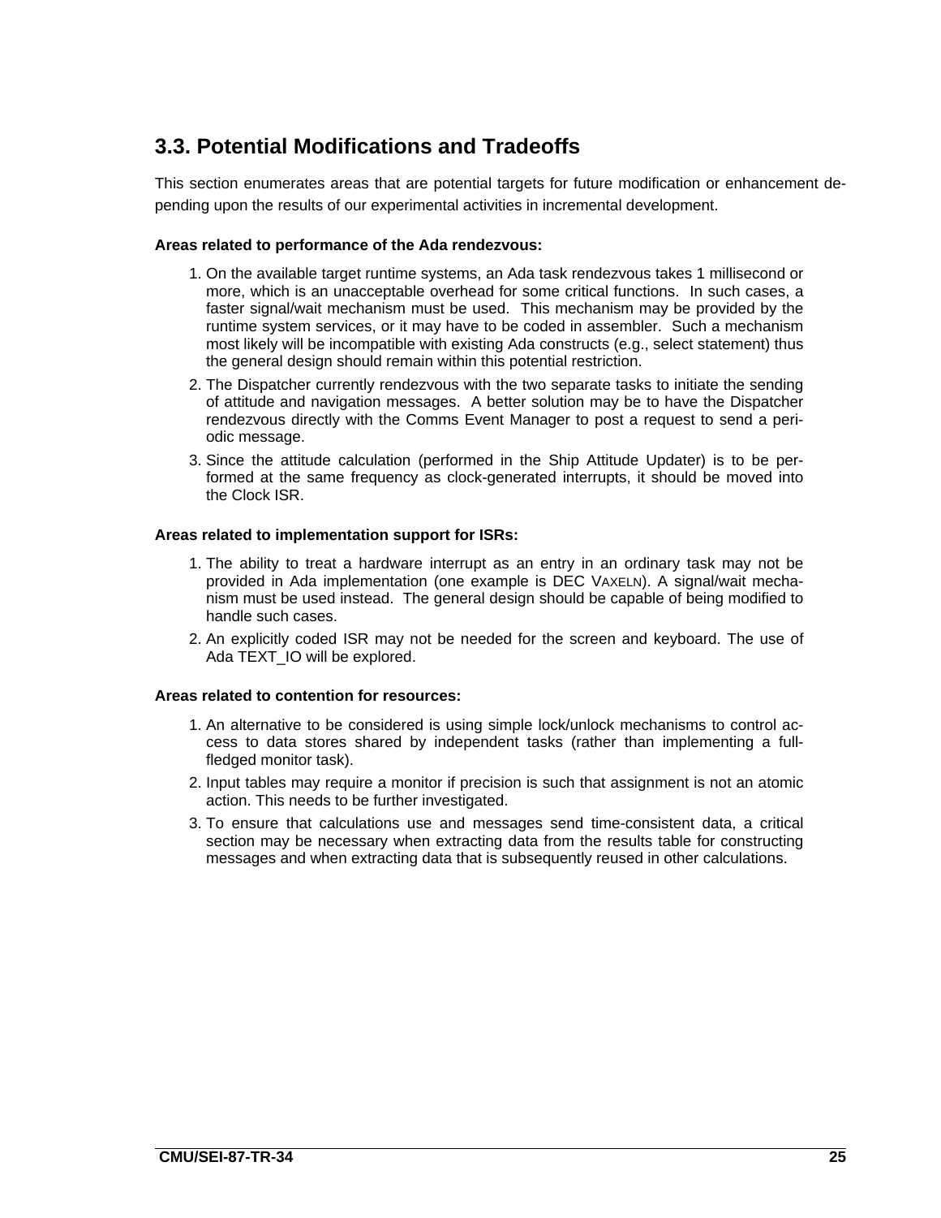## 3.3. Potential Modifications and Tradeoffs

This section enumerates areas that are potential targets for future modification or enhancement depending upon the results of our experimental activities in incremental development.

**Areas related to performance of the Ada rendezvous:**

1. On the available target runtime systems, an Ada task rendezvous takes 1 millisecond or more, which is an unacceptable overhead for some critical functions. In such cases, a faster signal/wait mechanism must be used. This mechanism may be provided by the runtime system services, or it may have to be coded in assembler. Such a mechanism most likely will be incompatible with existing Ada constructs (e.g., select statement) thus the general design should remain within this potential restriction.
2. The Dispatcher currently rendezvous with the two separate tasks to initiate the sending of attitude and navigation messages. A better solution may be to have the Dispatcher rendezvous directly with the Comms Event Manager to post a request to send a periodic message.
3. Since the attitude calculation (performed in the Ship Attitude Updater) is to be performed at the same frequency as clock-generated interrupts, it should be moved into the Clock ISR.

**Areas related to implementation support for ISRs:**

1. The ability to treat a hardware interrupt as an entry in an ordinary task may not be provided in Ada implementation (one example is DEC VAXELN). A signal/wait mechanism must be used instead. The general design should be capable of being modified to handle such cases.
2. An explicitly coded ISR may not be needed for the screen and keyboard. The use of Ada TEXT_IO will be explored.

**Areas related to contention for resources:**

1. An alternative to be considered is using simple lock/unlock mechanisms to control access to data stores shared by independent tasks (rather than implementing a full-fledged monitor task).
2. Input tables may require a monitor if precision is such that assignment is not an atomic action. This needs to be further investigated.
3. To ensure that calculations use and messages send time-consistent data, a critical section may be necessary when extracting data from the results table for constructing messages and when extracting data that is subsequently reused in other calculations.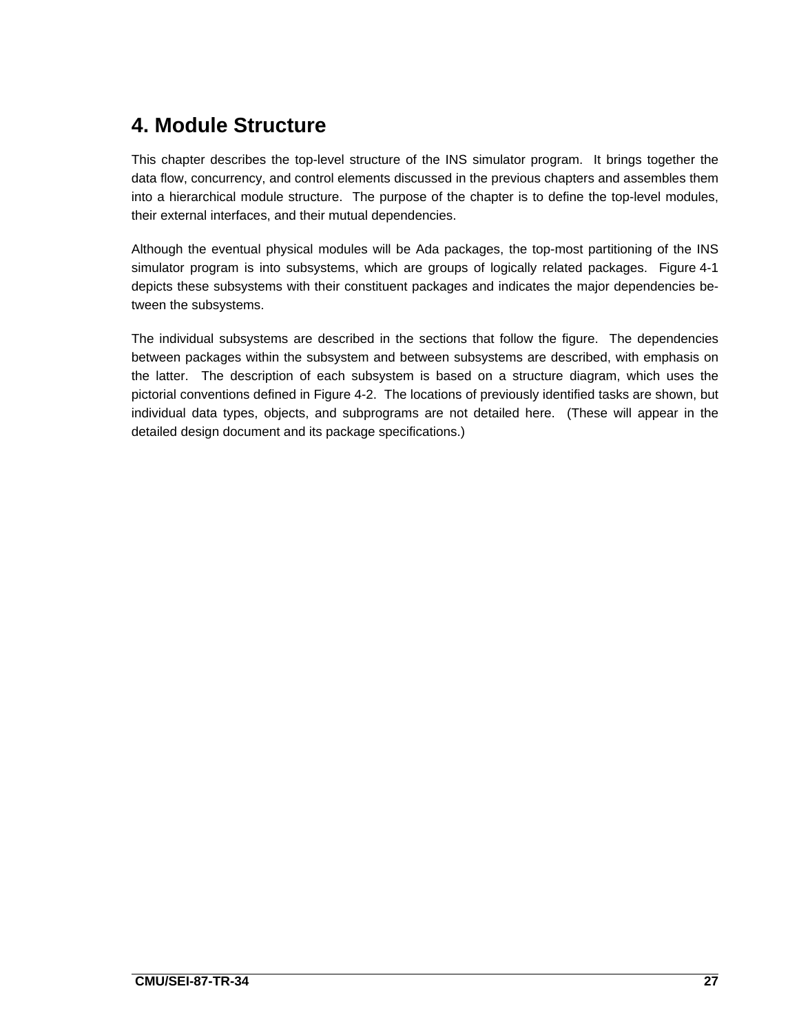# 4. Module Structure

This chapter describes the top-level structure of the INS simulator program. It brings together the data flow, concurrency, and control elements discussed in the previous chapters and assembles them into a hierarchical module structure. The purpose of the chapter is to define the top-level modules, their external interfaces, and their mutual dependencies.

Although the eventual physical modules will be Ada packages, the top-most partitioning of the INS simulator program is into subsystems, which are groups of logically related packages. Figure 4-1 depicts these subsystems with their constituent packages and indicates the major dependencies between the subsystems.

The individual subsystems are described in the sections that follow the figure. The dependencies between packages within the subsystem and between subsystems are described, with emphasis on the latter. The description of each subsystem is based on a structure diagram, which uses the pictorial conventions defined in Figure 4-2. The locations of previously identified tasks are shown, but individual data types, objects, and subprograms are not detailed here. (These will appear in the detailed design document and its package specifications.)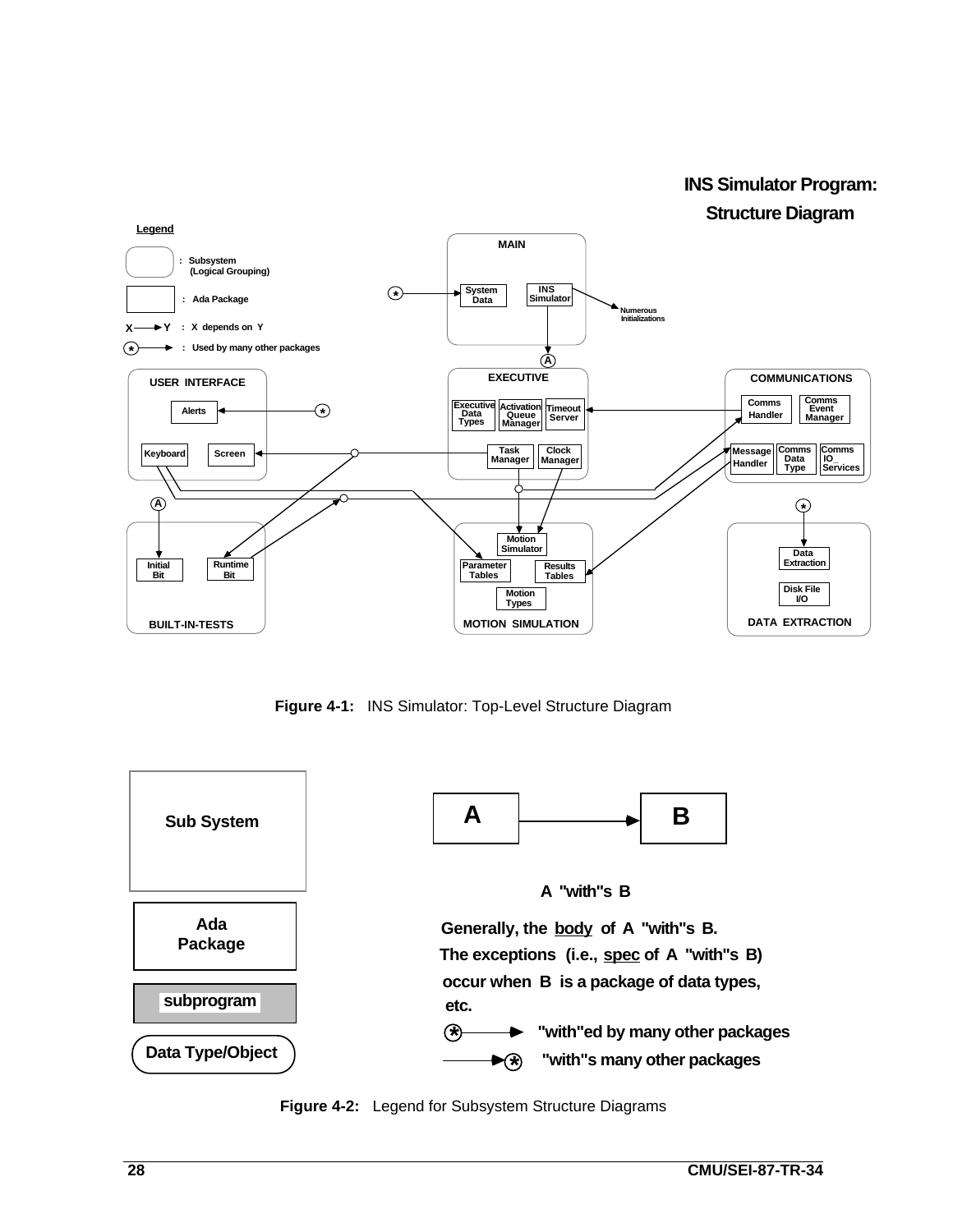**INS Simulator Program: Structure Diagram**

**Legend**

- (rounded box) : Subsystem (Logical Grouping)
- (box) : Ada Package
- X ⟶ Y : X depends on Y
- (*) ⟶ : Used by many other packages

MAIN: System Data, INS Simulator (→ Numerous Initializations)

EXECUTIVE: Executive Data Types, Activation Queue Manager, Timeout Server, Task Manager, Clock Manager

USER INTERFACE: Alerts, Keyboard, Screen

COMMUNICATIONS: Comms Handler, Comms Event Manager, Message Handler, Comms Data Type, Comms IO Services

BUILT-IN-TESTS: Initial Bit, Runtime Bit

MOTION SIMULATION: Motion Simulator, Parameter Tables, Results Tables, Motion Types

DATA EXTRACTION: Data Extraction, Disk File I/O

**Figure 4-1:** INS Simulator: Top-Level Structure Diagram

- Sub System
- Ada Package
- subprogram
- Data Type/Object

A ⟶ B

A "with"s B

Generally, the <u>body</u> of A "with"s B.
The exceptions (i.e., <u>spec</u> of A "with"s B) occur when B is a package of data types, etc.

(*) ⟶ "with"ed by many other packages

⟶ (*) "with"s many other packages

**Figure 4-2:** Legend for Subsystem Structure Diagrams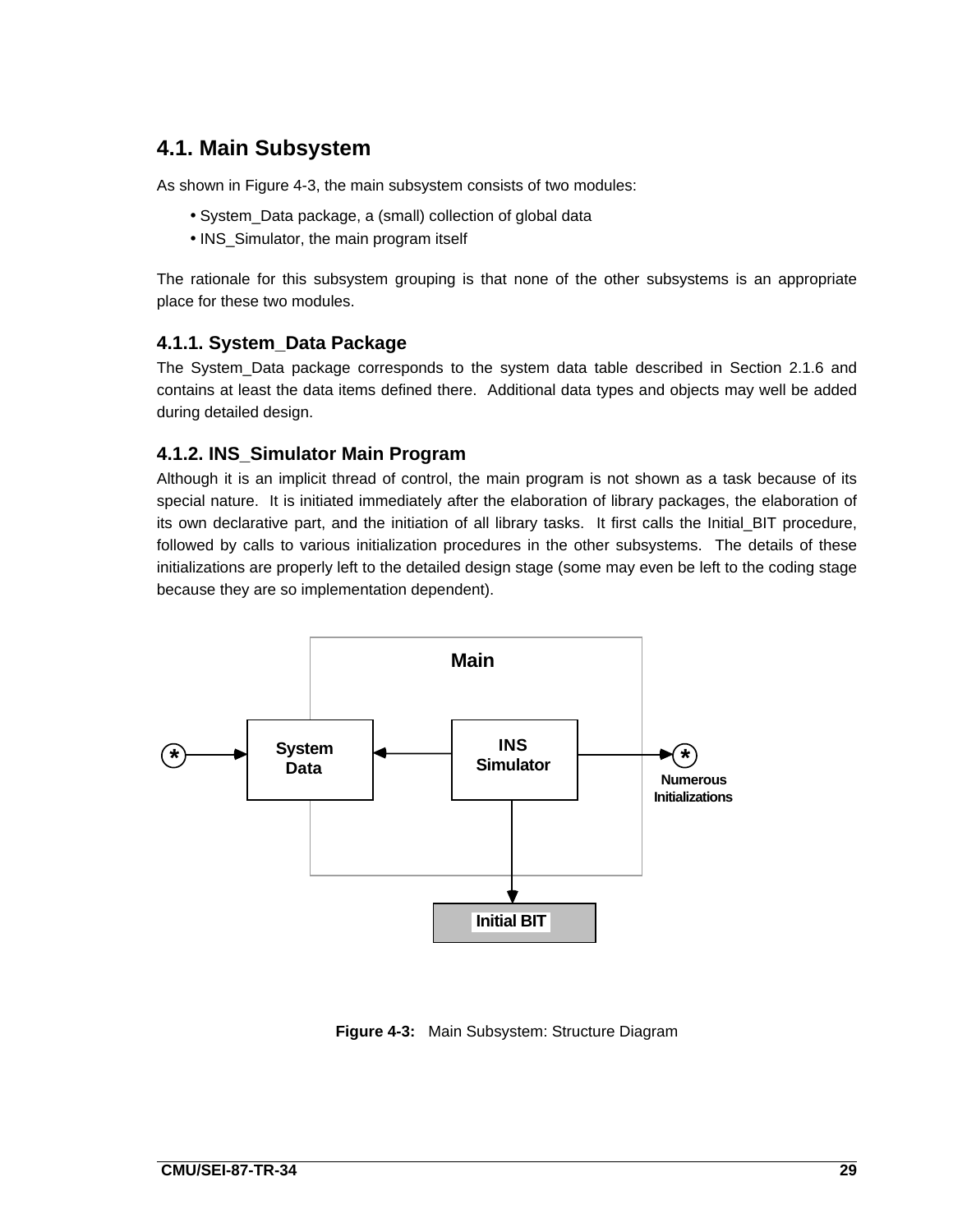## 4.1. Main Subsystem

As shown in Figure 4-3, the main subsystem consists of two modules:

- System_Data package, a (small) collection of global data
- INS_Simulator, the main program itself

The rationale for this subsystem grouping is that none of the other subsystems is an appropriate place for these two modules.

### 4.1.1. System_Data Package

The System_Data package corresponds to the system data table described in Section 2.1.6 and contains at least the data items defined there. Additional data types and objects may well be added during detailed design.

### 4.1.2. INS_Simulator Main Program

Although it is an implicit thread of control, the main program is not shown as a task because of its special nature. It is initiated immediately after the elaboration of library packages, the elaboration of its own declarative part, and the initiation of all library tasks. It first calls the Initial_BIT procedure, followed by calls to various initialization procedures in the other subsystems. The details of these initializations are properly left to the detailed design stage (some may even be left to the coding stage because they are so implementation dependent).

**Figure 4-3:** Main Subsystem: Structure Diagram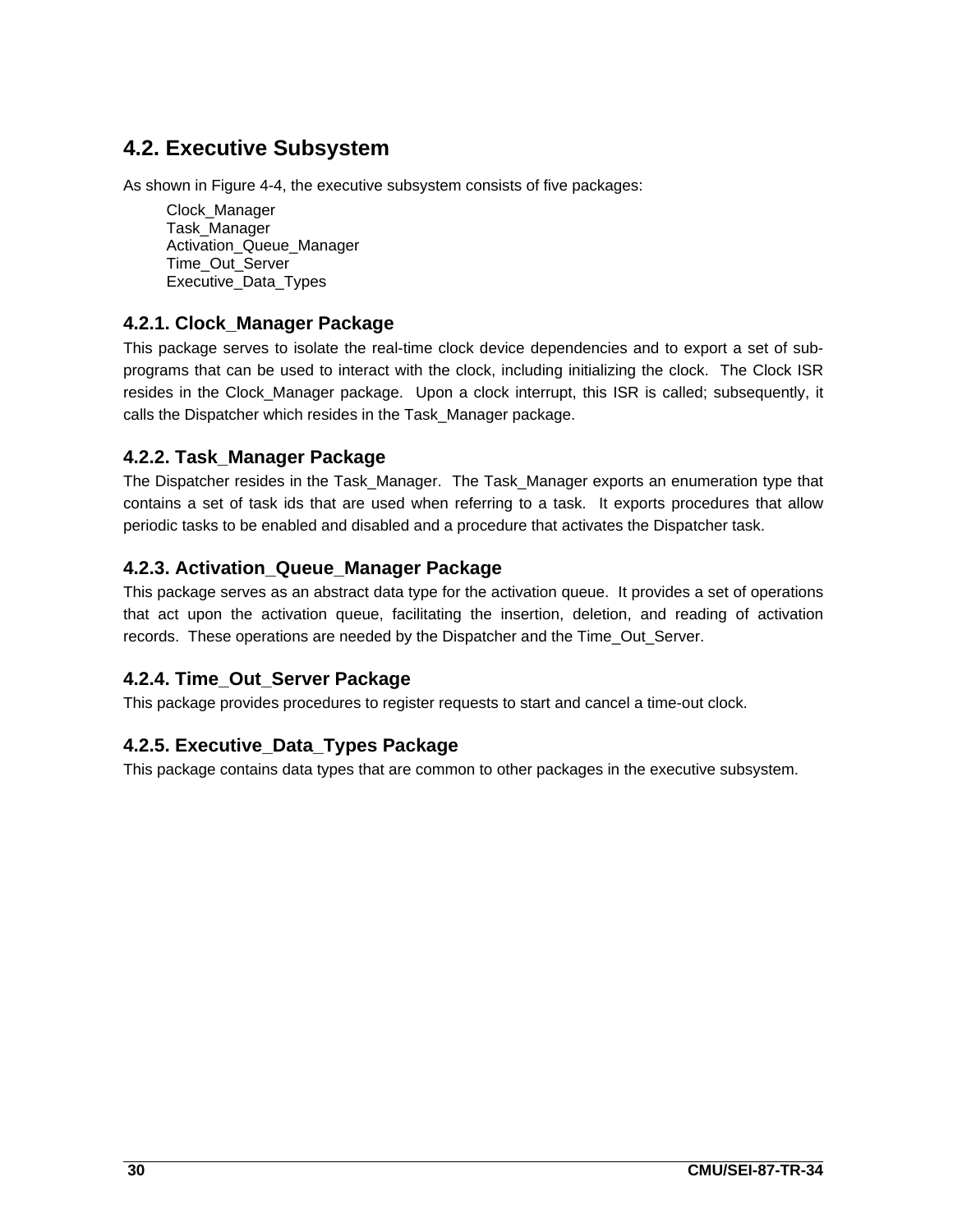## 4.2. Executive Subsystem

As shown in Figure 4-4, the executive subsystem consists of five packages:

Clock_Manager
Task_Manager
Activation_Queue_Manager
Time_Out_Server
Executive_Data_Types

### 4.2.1. Clock_Manager Package

This package serves to isolate the real-time clock device dependencies and to export a set of subprograms that can be used to interact with the clock, including initializing the clock. The Clock ISR resides in the Clock_Manager package. Upon a clock interrupt, this ISR is called; subsequently, it calls the Dispatcher which resides in the Task_Manager package.

### 4.2.2. Task_Manager Package

The Dispatcher resides in the Task_Manager. The Task_Manager exports an enumeration type that contains a set of task ids that are used when referring to a task. It exports procedures that allow periodic tasks to be enabled and disabled and a procedure that activates the Dispatcher task.

### 4.2.3. Activation_Queue_Manager Package

This package serves as an abstract data type for the activation queue. It provides a set of operations that act upon the activation queue, facilitating the insertion, deletion, and reading of activation records. These operations are needed by the Dispatcher and the Time_Out_Server.

### 4.2.4. Time_Out_Server Package

This package provides procedures to register requests to start and cancel a time-out clock.

### 4.2.5. Executive_Data_Types Package

This package contains data types that are common to other packages in the executive subsystem.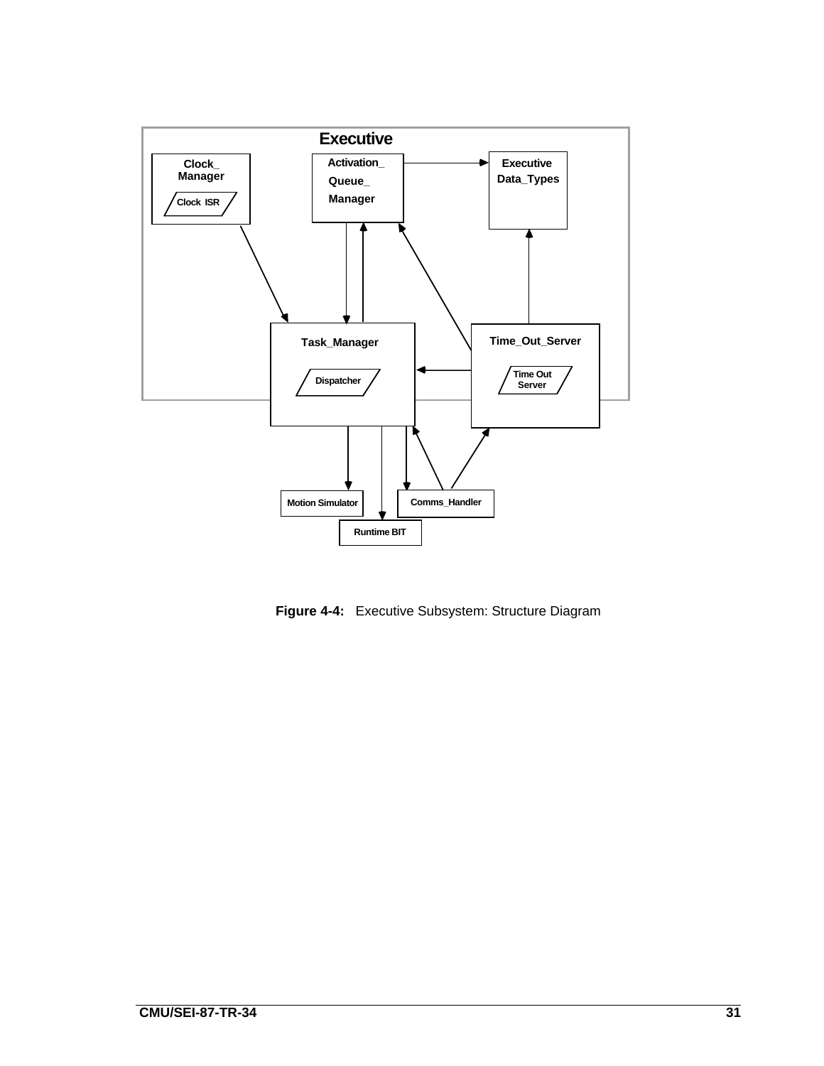Executive

Clock_ Manager

Clock ISR

Activation_ Queue_ Manager

Executive Data_Types

Task_Manager

Dispatcher

Time_Out_Server

Time Out Server

Motion Simulator

Runtime BIT

Comms_Handler

**Figure 4-4:** Executive Subsystem: Structure Diagram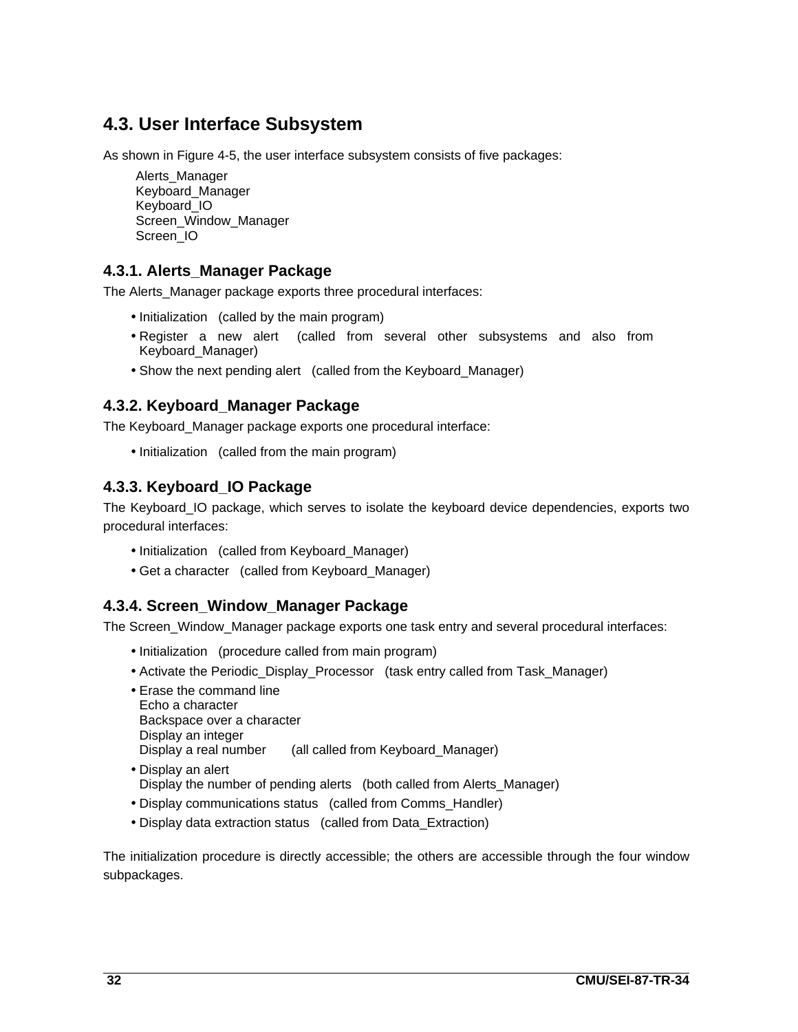## 4.3. User Interface Subsystem

As shown in Figure 4-5, the user interface subsystem consists of five packages:

Alerts_Manager
Keyboard_Manager
Keyboard_IO
Screen_Window_Manager
Screen_IO

### 4.3.1. Alerts_Manager Package

The Alerts_Manager package exports three procedural interfaces:

- Initialization (called by the main program)
- Register a new alert (called from several other subsystems and also from Keyboard_Manager)
- Show the next pending alert (called from the Keyboard_Manager)

### 4.3.2. Keyboard_Manager Package

The Keyboard_Manager package exports one procedural interface:

- Initialization (called from the main program)

### 4.3.3. Keyboard_IO Package

The Keyboard_IO package, which serves to isolate the keyboard device dependencies, exports two procedural interfaces:

- Initialization (called from Keyboard_Manager)
- Get a character (called from Keyboard_Manager)

### 4.3.4. Screen_Window_Manager Package

The Screen_Window_Manager package exports one task entry and several procedural interfaces:

- Initialization (procedure called from main program)
- Activate the Periodic_Display_Processor (task entry called from Task_Manager)
- Erase the command line
  Echo a character
  Backspace over a character
  Display an integer
  Display a real number (all called from Keyboard_Manager)
- Display an alert
  Display the number of pending alerts (both called from Alerts_Manager)
- Display communications status (called from Comms_Handler)
- Display data extraction status (called from Data_Extraction)

The initialization procedure is directly accessible; the others are accessible through the four window subpackages.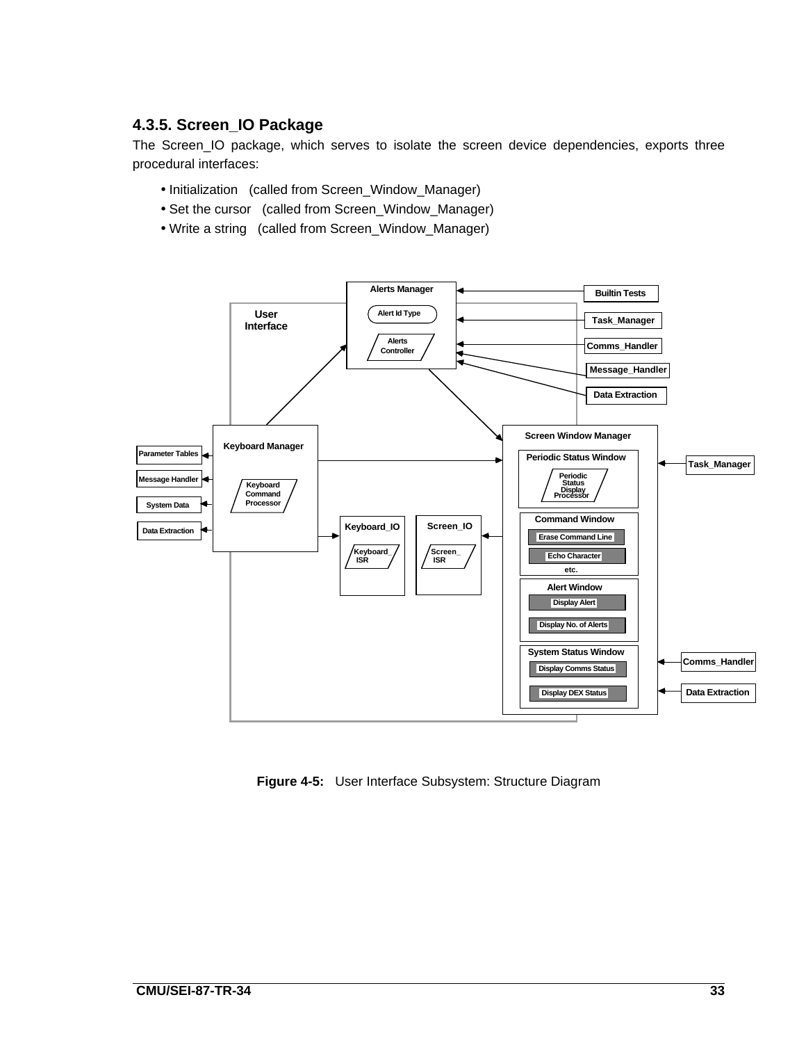### 4.3.5. Screen_IO Package

The Screen_IO package, which serves to isolate the screen device dependencies, exports three procedural interfaces:

- Initialization (called from Screen_Window_Manager)
- Set the cursor (called from Screen_Window_Manager)
- Write a string (called from Screen_Window_Manager)

**Figure 4-5:** User Interface Subsystem: Structure Diagram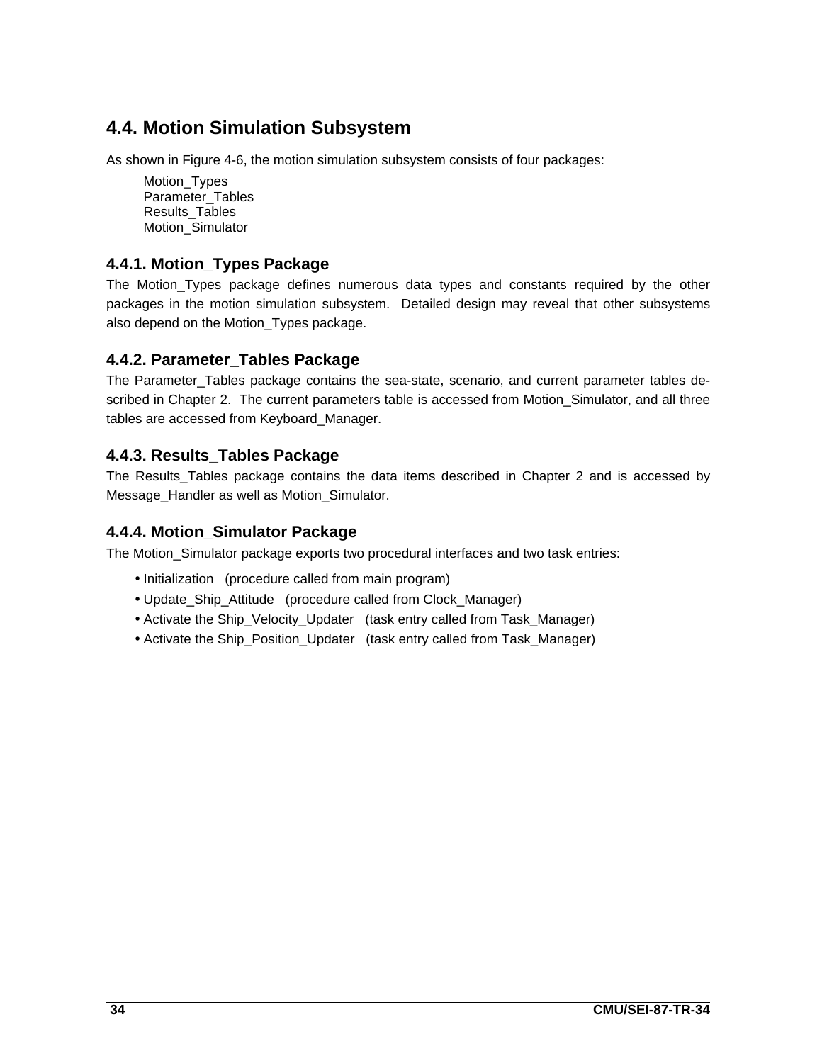## 4.4. Motion Simulation Subsystem

As shown in Figure 4-6, the motion simulation subsystem consists of four packages:

Motion_Types
Parameter_Tables
Results_Tables
Motion_Simulator

### 4.4.1. Motion_Types Package

The Motion_Types package defines numerous data types and constants required by the other packages in the motion simulation subsystem. Detailed design may reveal that other subsystems also depend on the Motion_Types package.

### 4.4.2. Parameter_Tables Package

The Parameter_Tables package contains the sea-state, scenario, and current parameter tables described in Chapter 2. The current parameters table is accessed from Motion_Simulator, and all three tables are accessed from Keyboard_Manager.

### 4.4.3. Results_Tables Package

The Results_Tables package contains the data items described in Chapter 2 and is accessed by Message_Handler as well as Motion_Simulator.

### 4.4.4. Motion_Simulator Package

The Motion_Simulator package exports two procedural interfaces and two task entries:

- Initialization (procedure called from main program)
- Update_Ship_Attitude (procedure called from Clock_Manager)
- Activate the Ship_Velocity_Updater (task entry called from Task_Manager)
- Activate the Ship_Position_Updater (task entry called from Task_Manager)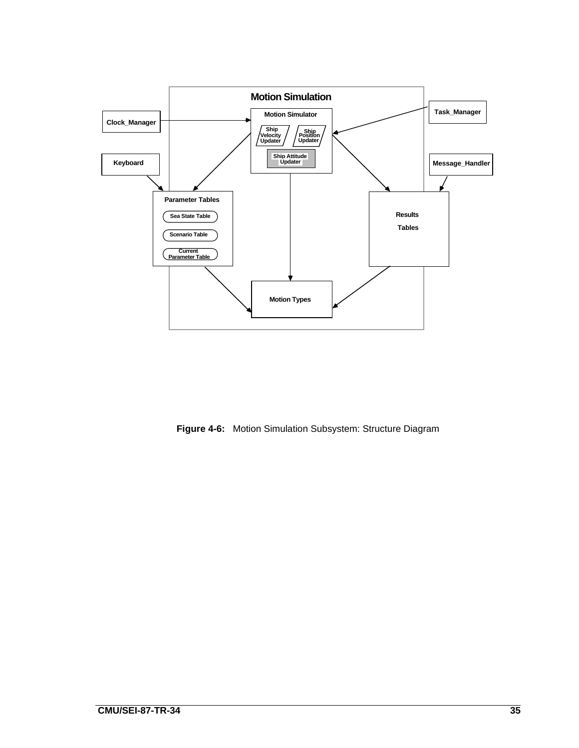**Figure 4-6:** Motion Simulation Subsystem: Structure Diagram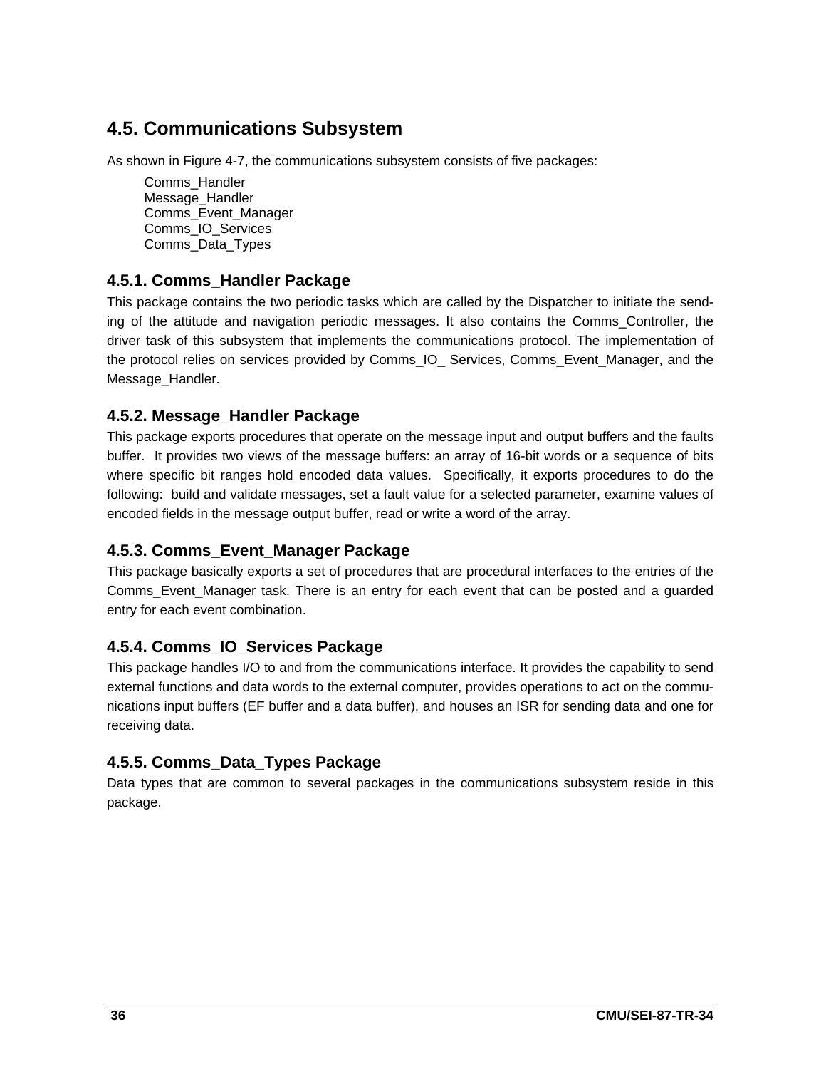## 4.5. Communications Subsystem

As shown in Figure 4-7, the communications subsystem consists of five packages:

Comms_Handler
Message_Handler
Comms_Event_Manager
Comms_IO_Services
Comms_Data_Types

### 4.5.1. Comms_Handler Package

This package contains the two periodic tasks which are called by the Dispatcher to initiate the sending of the attitude and navigation periodic messages. It also contains the Comms_Controller, the driver task of this subsystem that implements the communications protocol. The implementation of the protocol relies on services provided by Comms_IO_ Services, Comms_Event_Manager, and the Message_Handler.

### 4.5.2. Message_Handler Package

This package exports procedures that operate on the message input and output buffers and the faults buffer. It provides two views of the message buffers: an array of 16-bit words or a sequence of bits where specific bit ranges hold encoded data values. Specifically, it exports procedures to do the following: build and validate messages, set a fault value for a selected parameter, examine values of encoded fields in the message output buffer, read or write a word of the array.

### 4.5.3. Comms_Event_Manager Package

This package basically exports a set of procedures that are procedural interfaces to the entries of the Comms_Event_Manager task. There is an entry for each event that can be posted and a guarded entry for each event combination.

### 4.5.4. Comms_IO_Services Package

This package handles I/O to and from the communications interface. It provides the capability to send external functions and data words to the external computer, provides operations to act on the communications input buffers (EF buffer and a data buffer), and houses an ISR for sending data and one for receiving data.

### 4.5.5. Comms_Data_Types Package

Data types that are common to several packages in the communications subsystem reside in this package.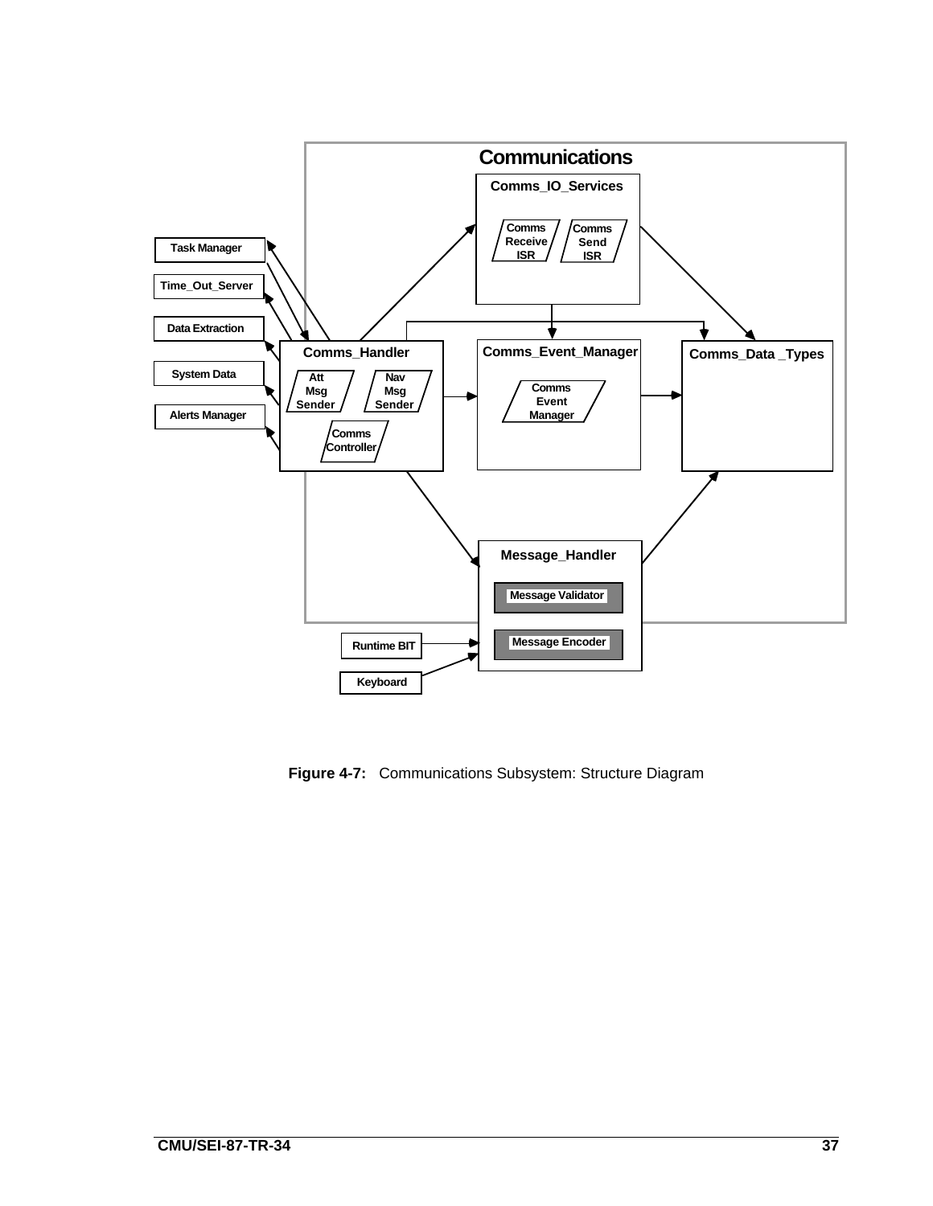Figure 4-7: Communications Subsystem: Structure Diagram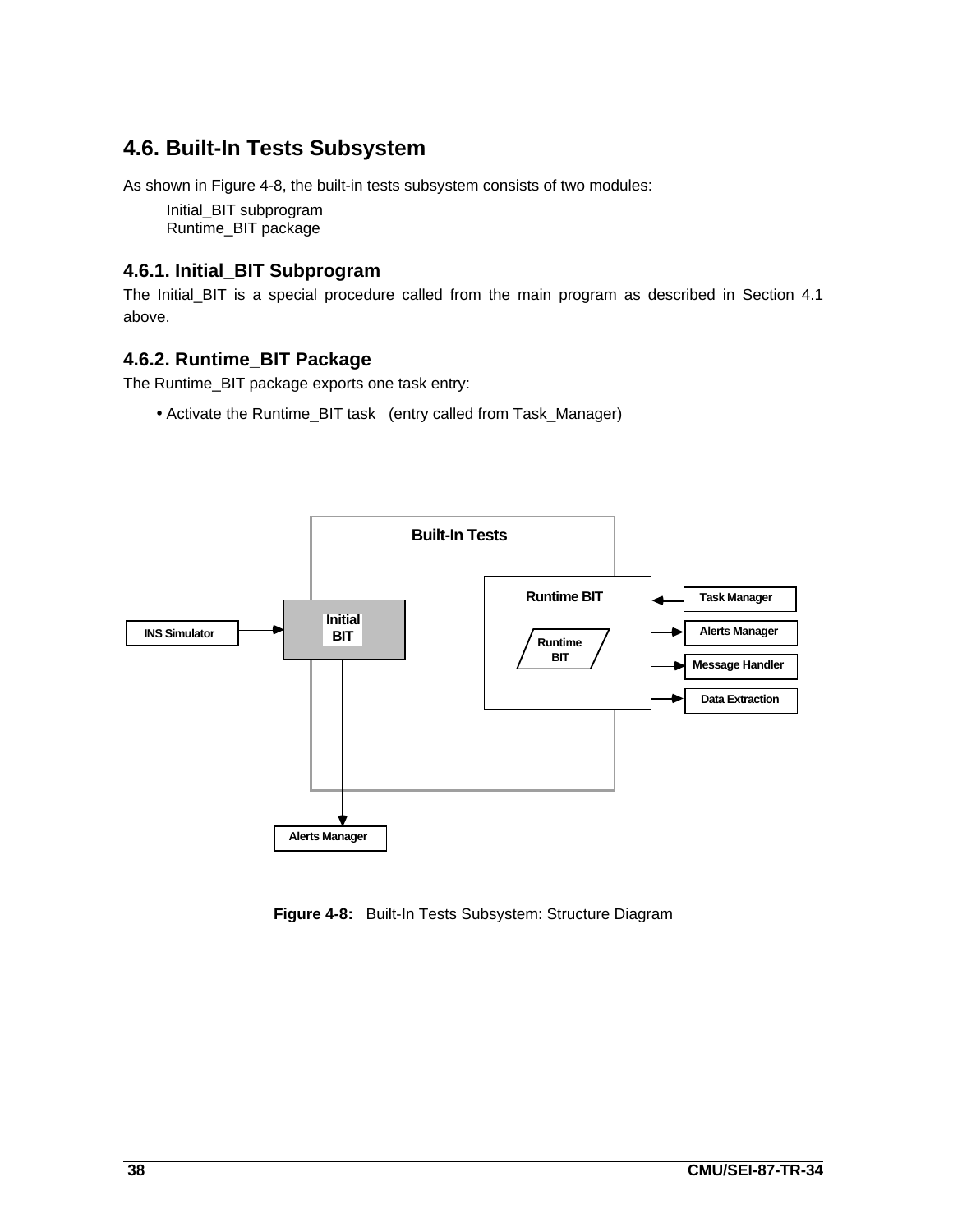## 4.6. Built-In Tests Subsystem

As shown in Figure 4-8, the built-in tests subsystem consists of two modules:

Initial_BIT subprogram
Runtime_BIT package

### 4.6.1. Initial_BIT Subprogram

The Initial_BIT is a special procedure called from the main program as described in Section 4.1 above.

### 4.6.2. Runtime_BIT Package

The Runtime_BIT package exports one task entry:

- Activate the Runtime_BIT task (entry called from Task_Manager)

**Figure 4-8:** Built-In Tests Subsystem: Structure Diagram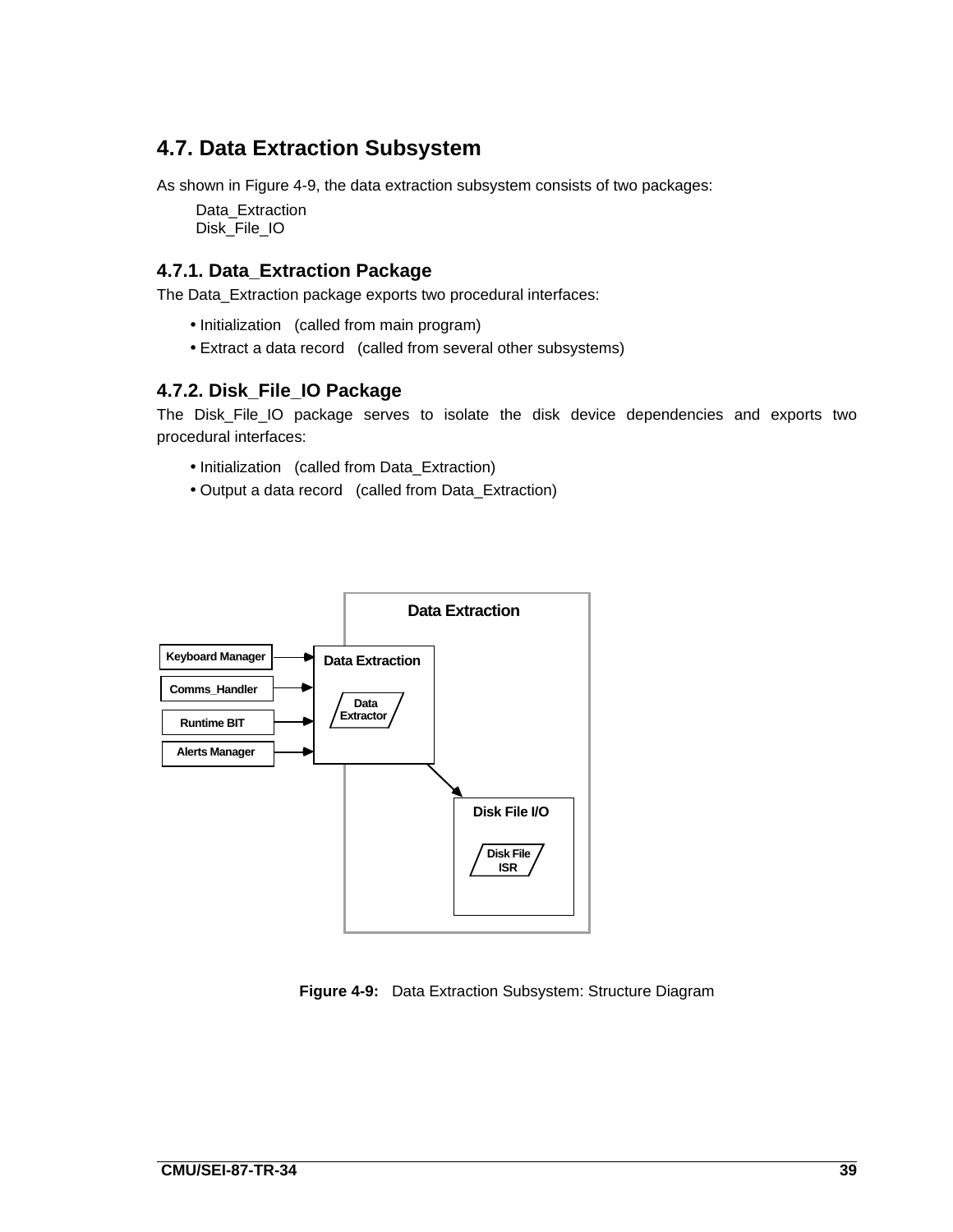## 4.7. Data Extraction Subsystem

As shown in Figure 4-9, the data extraction subsystem consists of two packages:

Data_Extraction
Disk_File_IO

### 4.7.1. Data_Extraction Package

The Data_Extraction package exports two procedural interfaces:

- Initialization (called from main program)
- Extract a data record (called from several other subsystems)

### 4.7.2. Disk_File_IO Package

The Disk_File_IO package serves to isolate the disk device dependencies and exports two procedural interfaces:

- Initialization (called from Data_Extraction)
- Output a data record (called from Data_Extraction)

**Figure 4-9:** Data Extraction Subsystem: Structure Diagram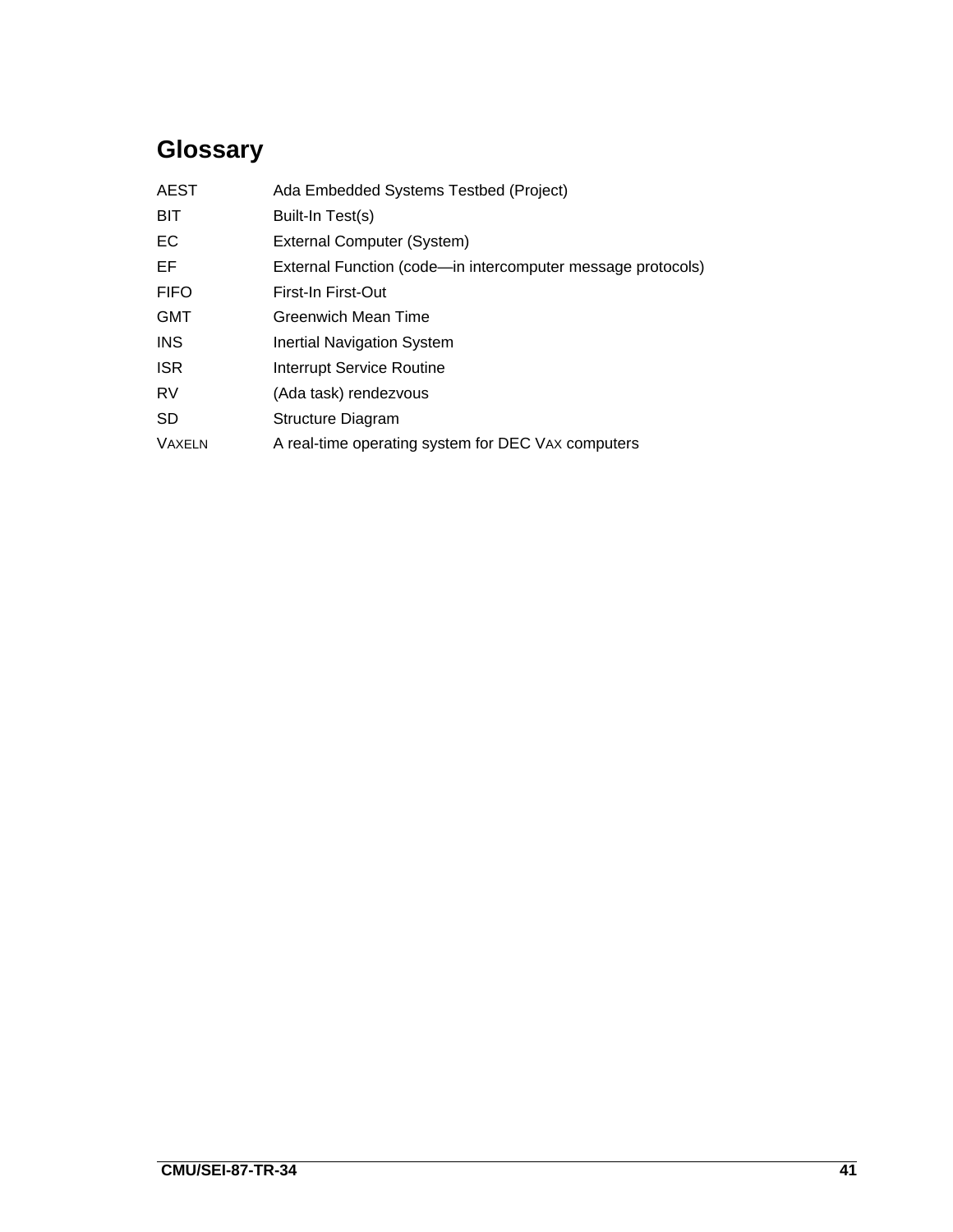# Glossary

| | |
|---|---|
| AEST | Ada Embedded Systems Testbed (Project) |
| BIT | Built-In Test(s) |
| EC | External Computer (System) |
| EF | External Function (code—in intercomputer message protocols) |
| FIFO | First-In First-Out |
| GMT | Greenwich Mean Time |
| INS | Inertial Navigation System |
| ISR | Interrupt Service Routine |
| RV | (Ada task) rendezvous |
| SD | Structure Diagram |
| VAXELN | A real-time operating system for DEC VAX computers |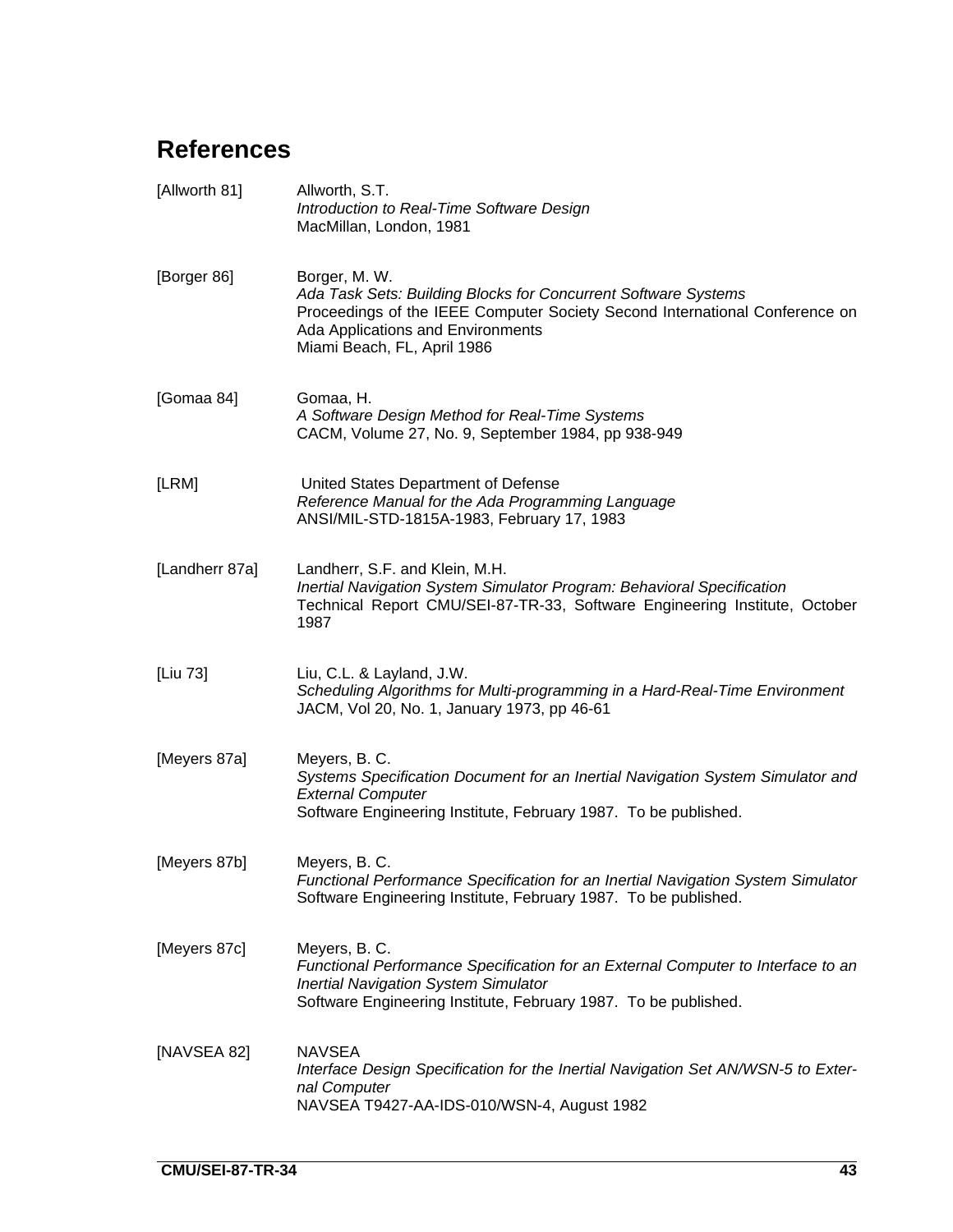# References

[Allworth 81] Allworth, S.T.
*Introduction to Real-Time Software Design*
MacMillan, London, 1981

[Borger 86] Borger, M. W.
*Ada Task Sets: Building Blocks for Concurrent Software Systems*
Proceedings of the IEEE Computer Society Second International Conference on Ada Applications and Environments
Miami Beach, FL, April 1986

[Gomaa 84] Gomaa, H.
*A Software Design Method for Real-Time Systems*
CACM, Volume 27, No. 9, September 1984, pp 938-949

[LRM] United States Department of Defense
*Reference Manual for the Ada Programming Language*
ANSI/MIL-STD-1815A-1983, February 17, 1983

[Landherr 87a] Landherr, S.F. and Klein, M.H.
*Inertial Navigation System Simulator Program: Behavioral Specification*
Technical Report CMU/SEI-87-TR-33, Software Engineering Institute, October 1987

[Liu 73] Liu, C.L. & Layland, J.W.
*Scheduling Algorithms for Multi-programming in a Hard-Real-Time Environment*
JACM, Vol 20, No. 1, January 1973, pp 46-61

[Meyers 87a] Meyers, B. C.
*Systems Specification Document for an Inertial Navigation System Simulator and External Computer*
Software Engineering Institute, February 1987. To be published.

[Meyers 87b] Meyers, B. C.
*Functional Performance Specification for an Inertial Navigation System Simulator*
Software Engineering Institute, February 1987. To be published.

[Meyers 87c] Meyers, B. C.
*Functional Performance Specification for an External Computer to Interface to an Inertial Navigation System Simulator*
Software Engineering Institute, February 1987. To be published.

[NAVSEA 82] NAVSEA
*Interface Design Specification for the Inertial Navigation Set AN/WSN-5 to External Computer*
NAVSEA T9427-AA-IDS-010/WSN-4, August 1982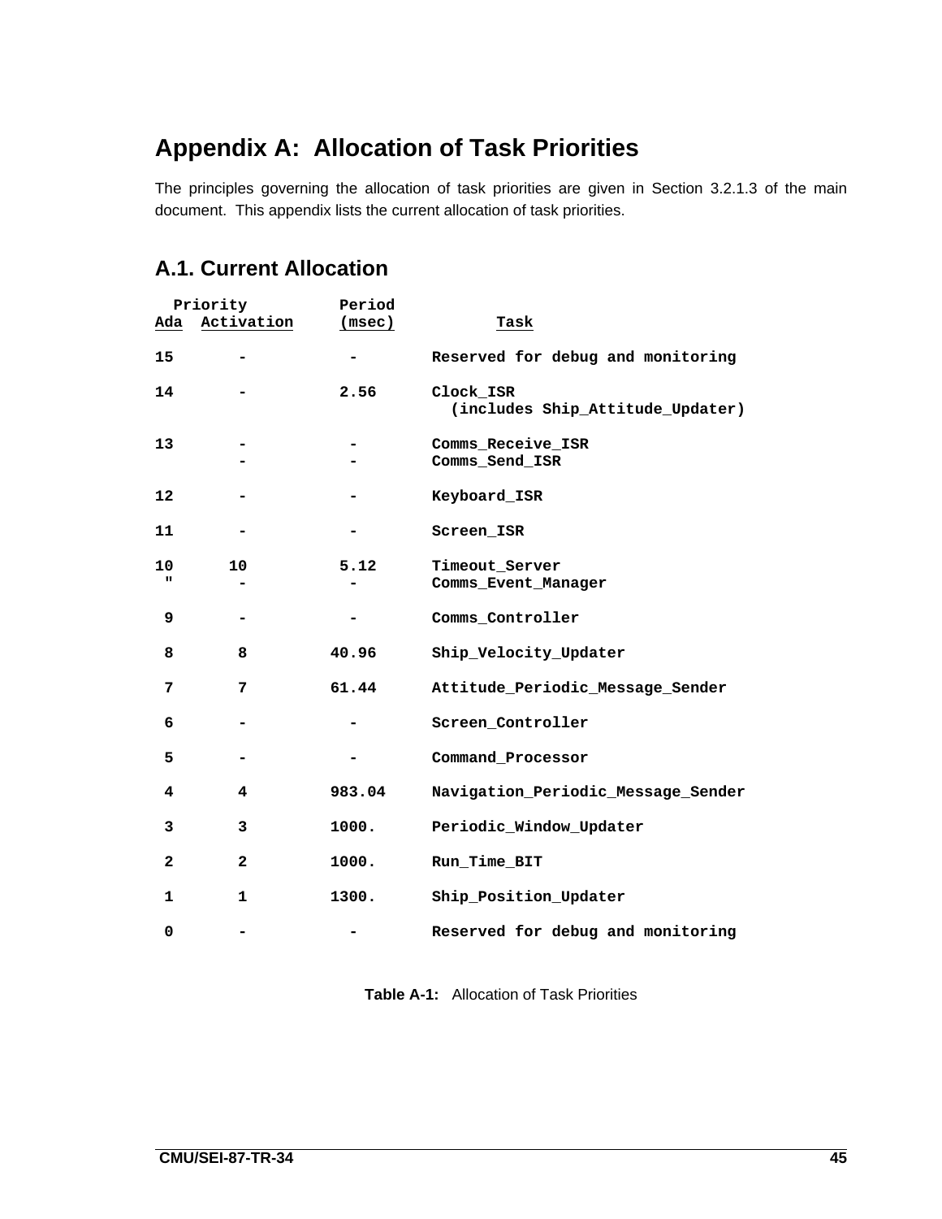# Appendix A: Allocation of Task Priorities

The principles governing the allocation of task priorities are given in Section 3.2.1.3 of the main document. This appendix lists the current allocation of task priorities.

## A.1. Current Allocation

| Priority | | Period | Task |
|---|---|---|---|
| Ada | Activation | (msec) | |
| 15 | - | - | Reserved for debug and monitoring |
| 14 | - | 2.56 | Clock_ISR (includes Ship_Attitude_Updater) |
| 13 | - | - | Comms_Receive_ISR |
| | - | - | Comms_Send_ISR |
| 12 | - | - | Keyboard_ISR |
| 11 | - | - | Screen_ISR |
| 10 | 10 | 5.12 | Timeout_Server |
| " | - | - | Comms_Event_Manager |
| 9 | - | - | Comms_Controller |
| 8 | 8 | 40.96 | Ship_Velocity_Updater |
| 7 | 7 | 61.44 | Attitude_Periodic_Message_Sender |
| 6 | - | - | Screen_Controller |
| 5 | - | - | Command_Processor |
| 4 | 4 | 983.04 | Navigation_Periodic_Message_Sender |
| 3 | 3 | 1000. | Periodic_Window_Updater |
| 2 | 2 | 1000. | Run_Time_BIT |
| 1 | 1 | 1300. | Ship_Position_Updater |
| 0 | - | - | Reserved for debug and monitoring |

**Table A-1:** Allocation of Task Priorities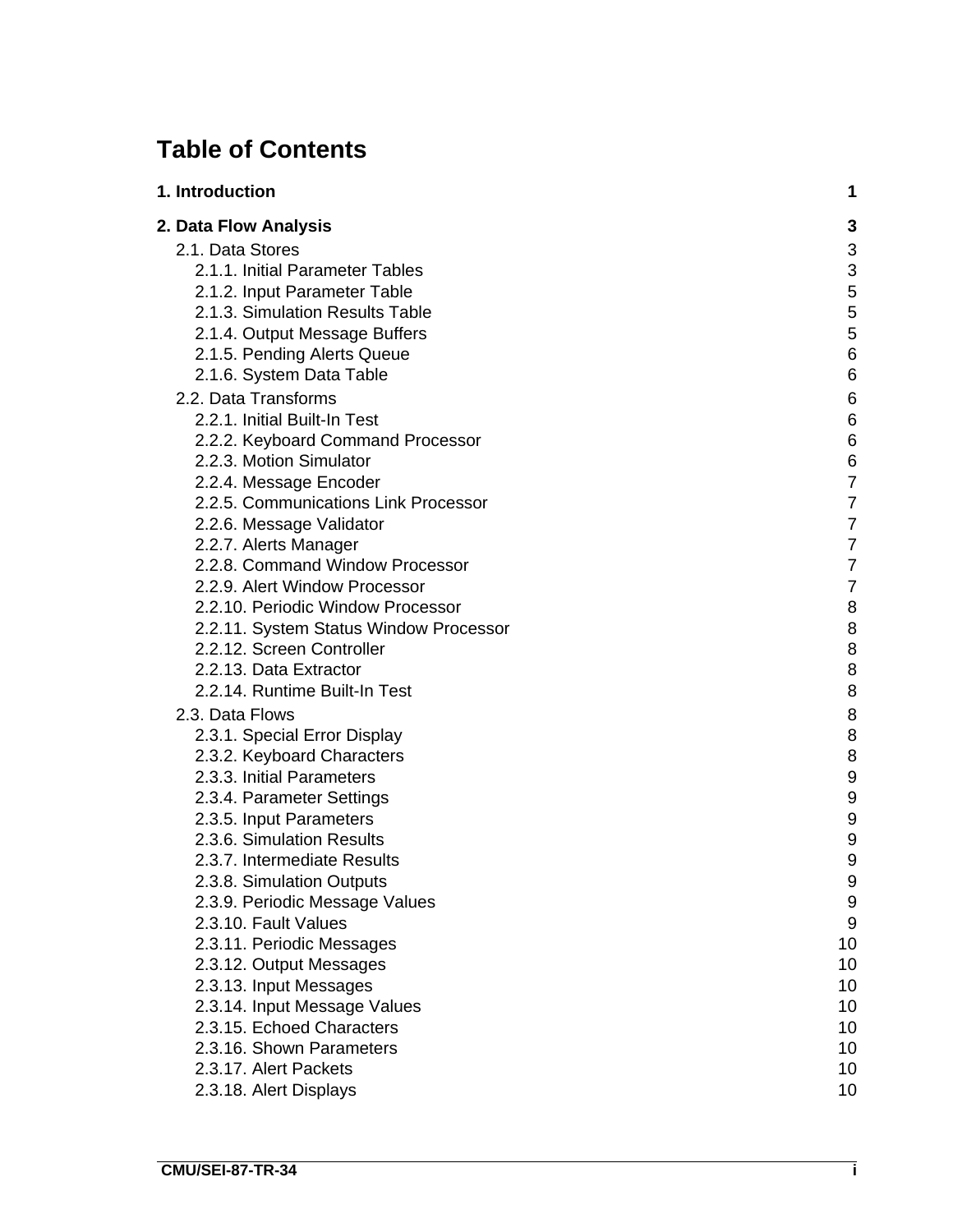# Table of Contents

| | |
|---|---|
| **1. Introduction** | **1** |
| **2. Data Flow Analysis** | **3** |
| 2.1. Data Stores | 3 |
| 2.1.1. Initial Parameter Tables | 3 |
| 2.1.2. Input Parameter Table | 5 |
| 2.1.3. Simulation Results Table | 5 |
| 2.1.4. Output Message Buffers | 5 |
| 2.1.5. Pending Alerts Queue | 6 |
| 2.1.6. System Data Table | 6 |
| 2.2. Data Transforms | 6 |
| 2.2.1. Initial Built-In Test | 6 |
| 2.2.2. Keyboard Command Processor | 6 |
| 2.2.3. Motion Simulator | 6 |
| 2.2.4. Message Encoder | 7 |
| 2.2.5. Communications Link Processor | 7 |
| 2.2.6. Message Validator | 7 |
| 2.2.7. Alerts Manager | 7 |
| 2.2.8. Command Window Processor | 7 |
| 2.2.9. Alert Window Processor | 7 |
| 2.2.10. Periodic Window Processor | 8 |
| 2.2.11. System Status Window Processor | 8 |
| 2.2.12. Screen Controller | 8 |
| 2.2.13. Data Extractor | 8 |
| 2.2.14. Runtime Built-In Test | 8 |
| 2.3. Data Flows | 8 |
| 2.3.1. Special Error Display | 8 |
| 2.3.2. Keyboard Characters | 8 |
| 2.3.3. Initial Parameters | 9 |
| 2.3.4. Parameter Settings | 9 |
| 2.3.5. Input Parameters | 9 |
| 2.3.6. Simulation Results | 9 |
| 2.3.7. Intermediate Results | 9 |
| 2.3.8. Simulation Outputs | 9 |
| 2.3.9. Periodic Message Values | 9 |
| 2.3.10. Fault Values | 9 |
| 2.3.11. Periodic Messages | 10 |
| 2.3.12. Output Messages | 10 |
| 2.3.13. Input Messages | 10 |
| 2.3.14. Input Message Values | 10 |
| 2.3.15. Echoed Characters | 10 |
| 2.3.16. Shown Parameters | 10 |
| 2.3.17. Alert Packets | 10 |
| 2.3.18. Alert Displays | 10 |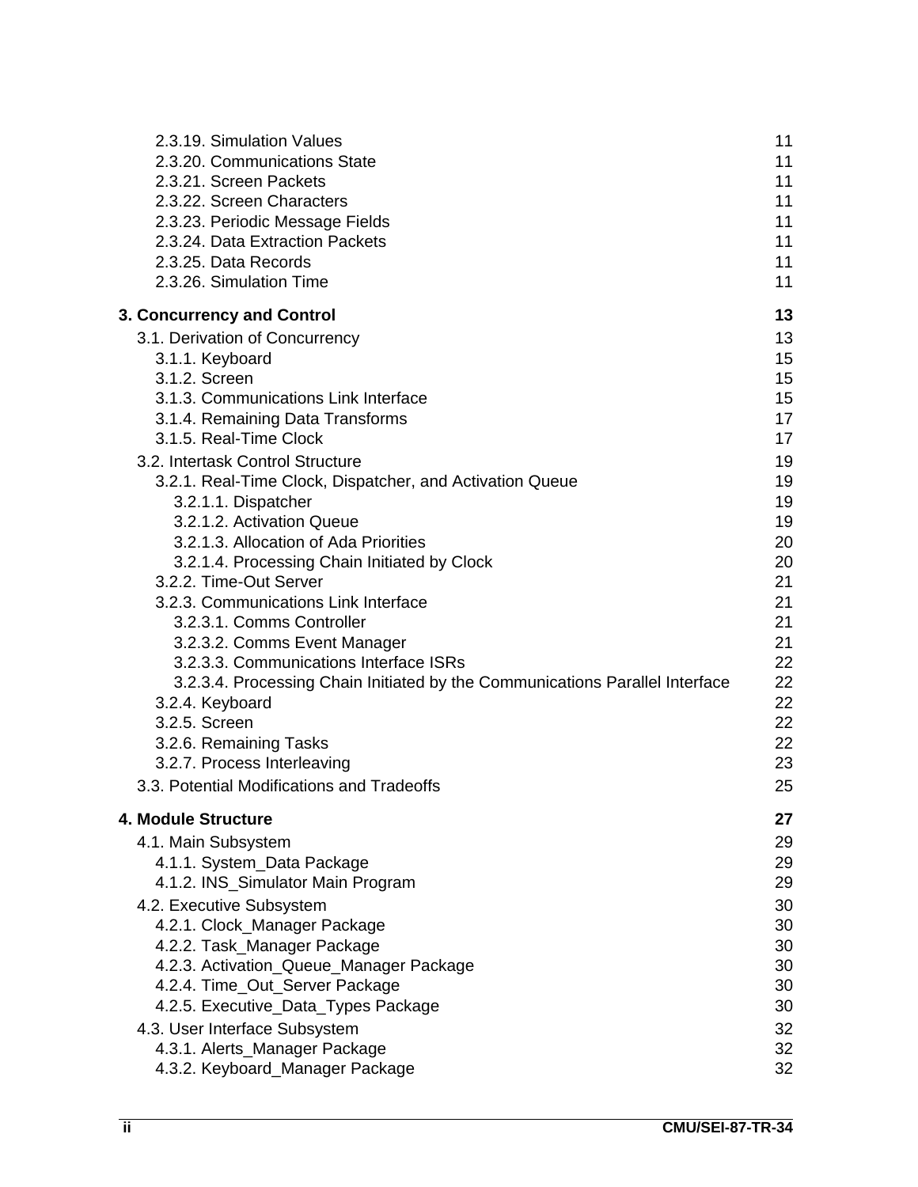2.3.19. Simulation Values 11
2.3.20. Communications State 11
2.3.21. Screen Packets 11
2.3.22. Screen Characters 11
2.3.23. Periodic Message Fields 11
2.3.24. Data Extraction Packets 11
2.3.25. Data Records 11
2.3.26. Simulation Time 11

**3. Concurrency and Control 13**

3.1. Derivation of Concurrency 13
3.1.1. Keyboard 15
3.1.2. Screen 15
3.1.3. Communications Link Interface 15
3.1.4. Remaining Data Transforms 17
3.1.5. Real-Time Clock 17

3.2. Intertask Control Structure 19
3.2.1. Real-Time Clock, Dispatcher, and Activation Queue 19
3.2.1.1. Dispatcher 19
3.2.1.2. Activation Queue 19
3.2.1.3. Allocation of Ada Priorities 20
3.2.1.4. Processing Chain Initiated by Clock 20
3.2.2. Time-Out Server 21
3.2.3. Communications Link Interface 21
3.2.3.1. Comms Controller 21
3.2.3.2. Comms Event Manager 21
3.2.3.3. Communications Interface ISRs 22
3.2.3.4. Processing Chain Initiated by the Communications Parallel Interface 22
3.2.4. Keyboard 22
3.2.5. Screen 22
3.2.6. Remaining Tasks 22
3.2.7. Process Interleaving 23

3.3. Potential Modifications and Tradeoffs 25

**4. Module Structure 27**

4.1. Main Subsystem 29
4.1.1. System_Data Package 29
4.1.2. INS_Simulator Main Program 29

4.2. Executive Subsystem 30
4.2.1. Clock_Manager Package 30
4.2.2. Task_Manager Package 30
4.2.3. Activation_Queue_Manager Package 30
4.2.4. Time_Out_Server Package 30
4.2.5. Executive_Data_Types Package 30

4.3. User Interface Subsystem 32
4.3.1. Alerts_Manager Package 32
4.3.2. Keyboard_Manager Package 32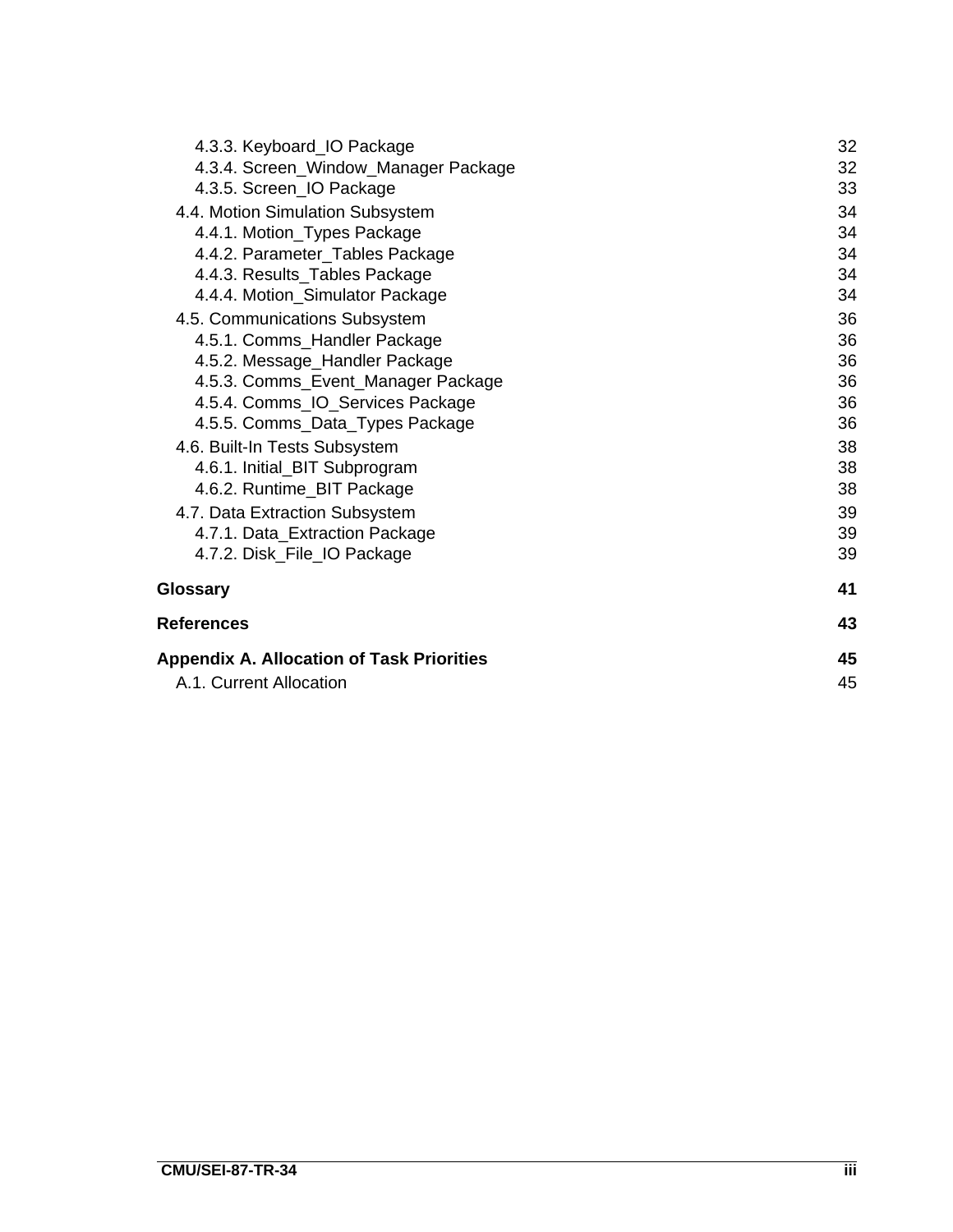4.3.3. Keyboard_IO Package 32
4.3.4. Screen_Window_Manager Package 32
4.3.5. Screen_IO Package 33

4.4. Motion Simulation Subsystem 34
4.4.1. Motion_Types Package 34
4.4.2. Parameter_Tables Package 34
4.4.3. Results_Tables Package 34
4.4.4. Motion_Simulator Package 34

4.5. Communications Subsystem 36
4.5.1. Comms_Handler Package 36
4.5.2. Message_Handler Package 36
4.5.3. Comms_Event_Manager Package 36
4.5.4. Comms_IO_Services Package 36
4.5.5. Comms_Data_Types Package 36

4.6. Built-In Tests Subsystem 38
4.6.1. Initial_BIT Subprogram 38
4.6.2. Runtime_BIT Package 38

4.7. Data Extraction Subsystem 39
4.7.1. Data_Extraction Package 39
4.7.2. Disk_File_IO Package 39

**Glossary 41**

**References 43**

**Appendix A. Allocation of Task Priorities 45**

A.1. Current Allocation 45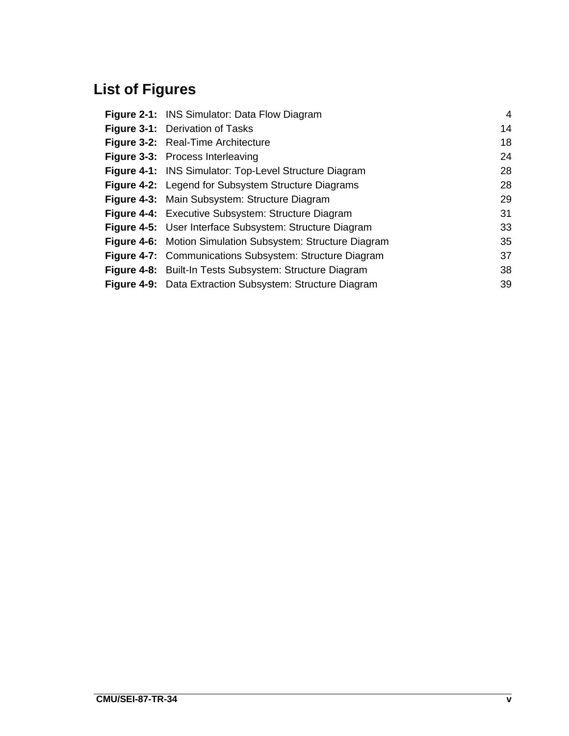# List of Figures

| | | |
|---|---|---|
| **Figure 2-1:** | INS Simulator: Data Flow Diagram | 4 |
| **Figure 3-1:** | Derivation of Tasks | 14 |
| **Figure 3-2:** | Real-Time Architecture | 18 |
| **Figure 3-3:** | Process Interleaving | 24 |
| **Figure 4-1:** | INS Simulator: Top-Level Structure Diagram | 28 |
| **Figure 4-2:** | Legend for Subsystem Structure Diagrams | 28 |
| **Figure 4-3:** | Main Subsystem: Structure Diagram | 29 |
| **Figure 4-4:** | Executive Subsystem: Structure Diagram | 31 |
| **Figure 4-5:** | User Interface Subsystem: Structure Diagram | 33 |
| **Figure 4-6:** | Motion Simulation Subsystem: Structure Diagram | 35 |
| **Figure 4-7:** | Communications Subsystem: Structure Diagram | 37 |
| **Figure 4-8:** | Built-In Tests Subsystem: Structure Diagram | 38 |
| **Figure 4-9:** | Data Extraction Subsystem: Structure Diagram | 39 |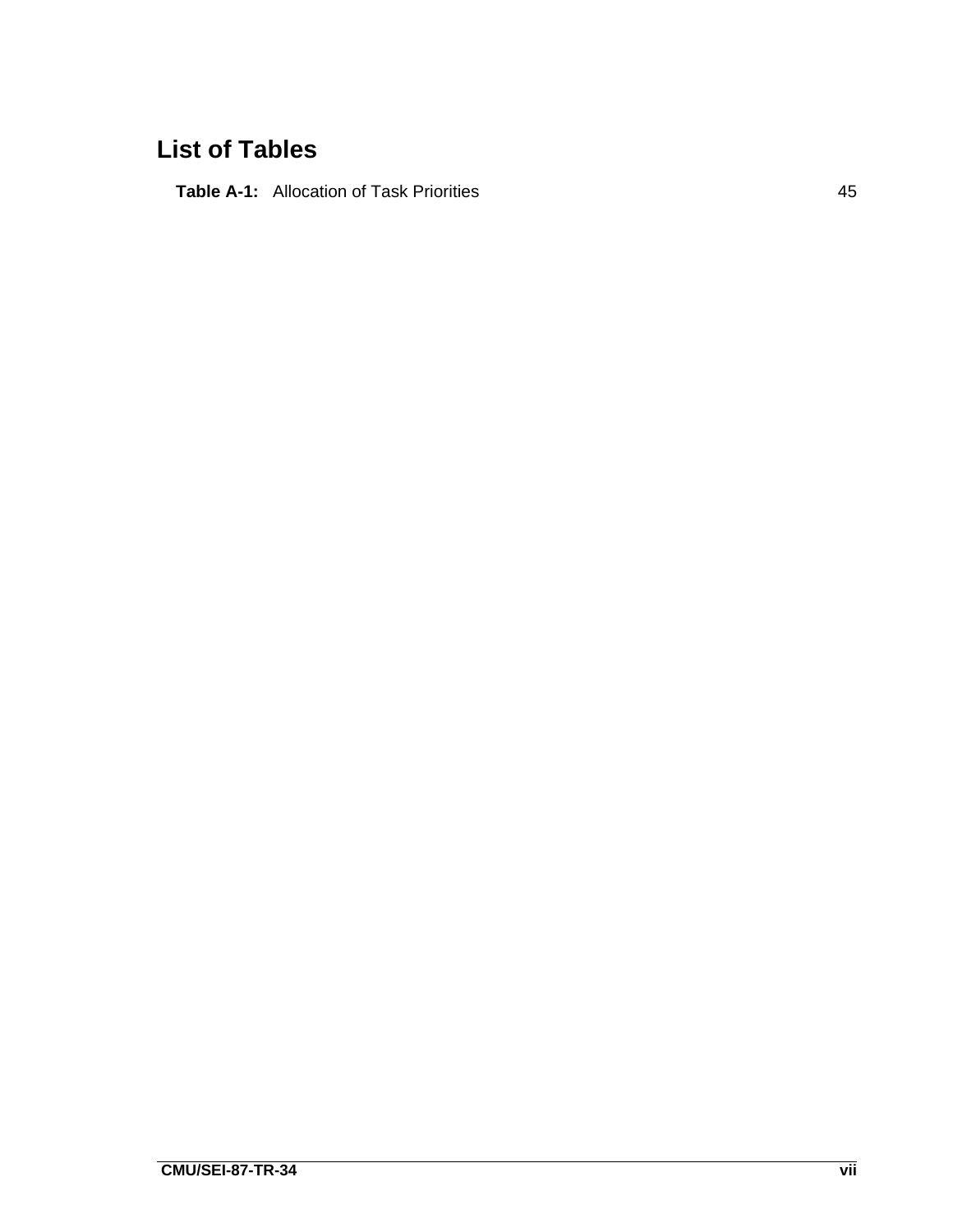# List of Tables

**Table A-1:** Allocation of Task Priorities 45